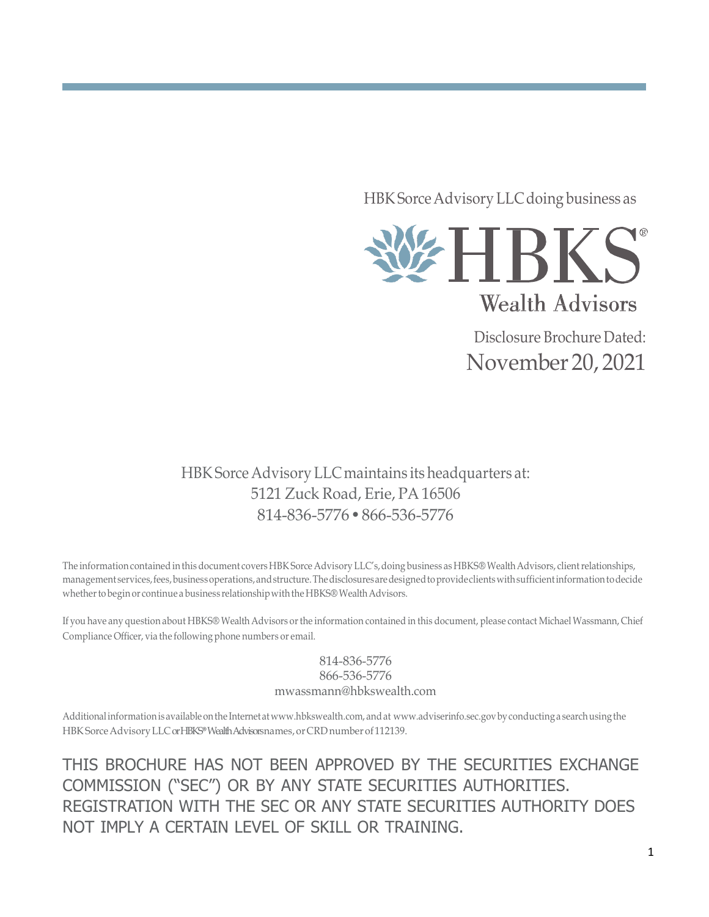HBK Sorce Advisory LLC doing business as

# HBKS®

## Wealth Advisors

Disclosure Brochure Dated:

November 20, 2021

HBK Sorce Advisory LLC maintains its headquarters at:
5121 Zuck Road, Erie, PA 16506
814-836-5776 • 866-536-5776

The information contained in this document covers HBK Sorce Advisory LLC's, doing business as HBKS® Wealth Advisors, client relationships, management services, fees, business operations, and structure. The disclosures are designed to provide clients with sufficient information to decide whether to begin or continue a business relationship with the HBKS® Wealth Advisors.

If you have any question about HBKS® Wealth Advisors or the information contained in this document, please contact Michael Wassmann, Chief Compliance Officer, via the following phone numbers or email.

814-836-5776
866-536-5776
mwassmann@hbkswealth.com

Additional information is available on the Internet at www.hbkswealth.com, and at www.adviserinfo.sec.gov by conducting a search using the HBK Sorce Advisory LLC or HBKS® Wealth Advisors names, or CRD number of 112139.

THIS BROCHURE HAS NOT BEEN APPROVED BY THE SECURITIES EXCHANGE COMMISSION ("SEC") OR BY ANY STATE SECURITIES AUTHORITIES. REGISTRATION WITH THE SEC OR ANY STATE SECURITIES AUTHORITY DOES NOT IMPLY A CERTAIN LEVEL OF SKILL OR TRAINING.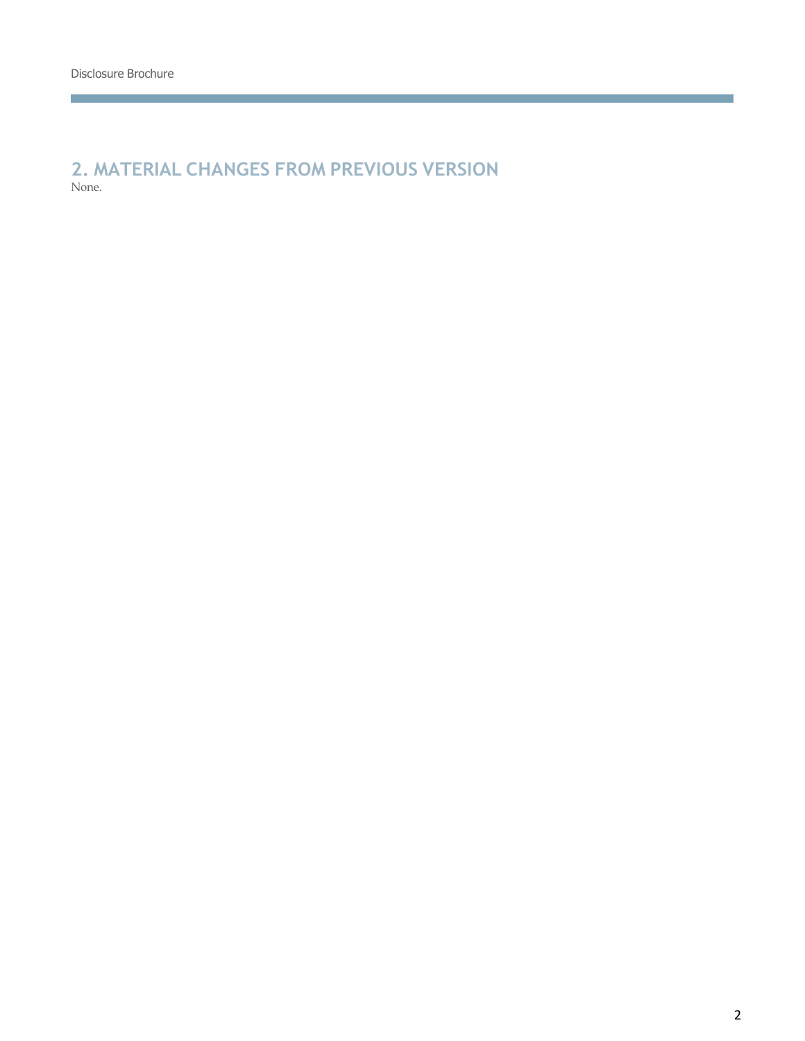## 2. MATERIAL CHANGES FROM PREVIOUS VERSION

None.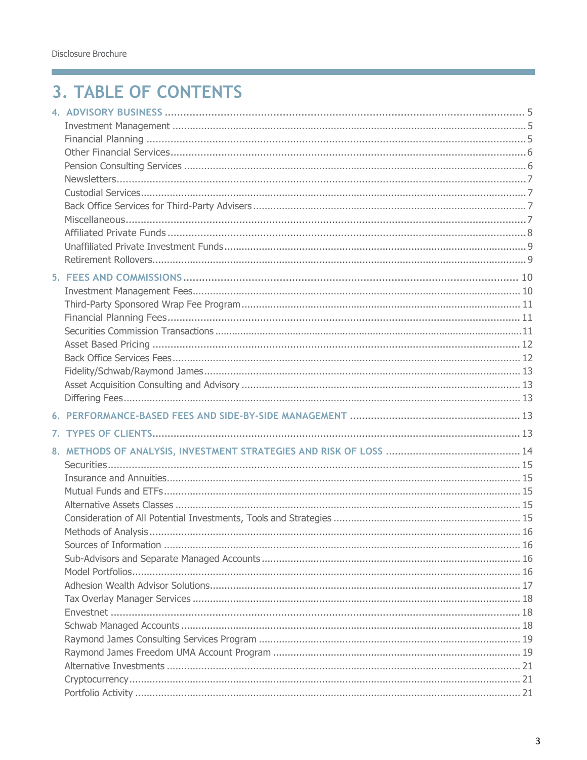# 3. TABLE OF CONTENTS

**4. ADVISORY BUSINESS** ........ 5
- Investment Management ........ 5
- Financial Planning ........ 5
- Other Financial Services ........ 6
- Pension Consulting Services ........ 6
- Newsletters ........ 7
- Custodial Services ........ 7
- Back Office Services for Third-Party Advisers ........ 7
- Miscellaneous ........ 7
- Affiliated Private Funds ........ 8
- Unaffiliated Private Investment Funds ........ 9
- Retirement Rollovers ........ 9

**5. FEES AND COMMISSIONS** ........ 10
- Investment Management Fees ........ 10
- Third-Party Sponsored Wrap Fee Program ........ 11
- Financial Planning Fees ........ 11
- Securities Commission Transactions ........ 11
- Asset Based Pricing ........ 12
- Back Office Services Fees ........ 12
- Fidelity/Schwab/Raymond James ........ 13
- Asset Acquisition Consulting and Advisory ........ 13
- Differing Fees ........ 13

**6. PERFORMANCE-BASED FEES AND SIDE-BY-SIDE MANAGEMENT** ........ 13

**7. TYPES OF CLIENTS** ........ 13

**8. METHODS OF ANALYSIS, INVESTMENT STRATEGIES AND RISK OF LOSS** ........ 14
- Securities ........ 15
- Insurance and Annuities ........ 15
- Mutual Funds and ETFs ........ 15
- Alternative Assets Classes ........ 15
- Consideration of All Potential Investments, Tools and Strategies ........ 15
- Methods of Analysis ........ 16
- Sources of Information ........ 16
- Sub-Advisors and Separate Managed Accounts ........ 16
- Model Portfolios ........ 16
- Adhesion Wealth Advisor Solutions ........ 17
- Tax Overlay Manager Services ........ 18
- Envestnet ........ 18
- Schwab Managed Accounts ........ 18
- Raymond James Consulting Services Program ........ 19
- Raymond James Freedom UMA Account Program ........ 19
- Alternative Investments ........ 21
- Cryptocurrency ........ 21
- Portfolio Activity ........ 21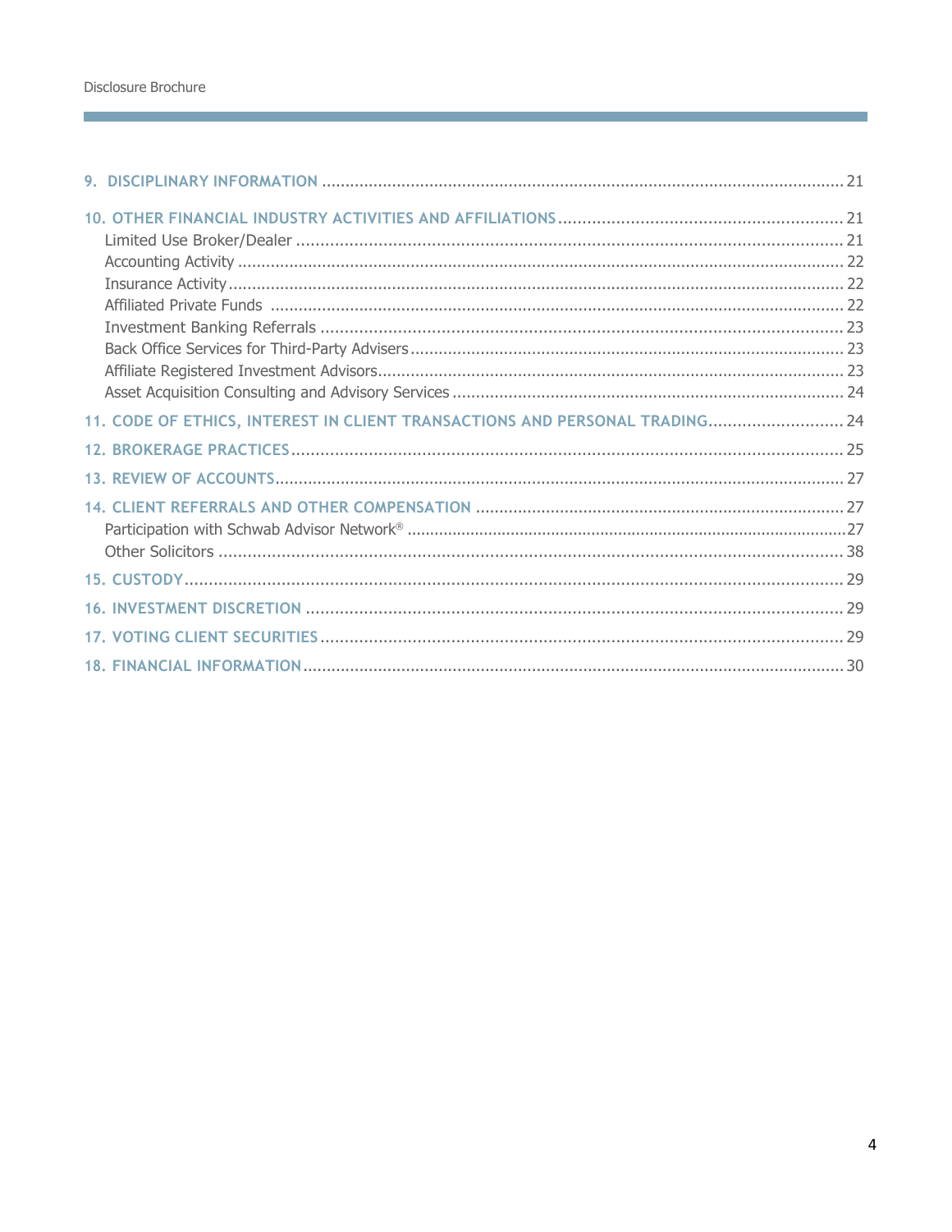9. DISCIPLINARY INFORMATION ............................................................................................................ 21

10. OTHER FINANCIAL INDUSTRY ACTIVITIES AND AFFILIATIONS ........................................................ 21
- Limited Use Broker/Dealer ................................................................................................................ 21
- Accounting Activity .............................................................................................................................. 22
- Insurance Activity ................................................................................................................................ 22
- Affiliated Private Funds ....................................................................................................................... 22
- Investment Banking Referrals ............................................................................................................ 23
- Back Office Services for Third-Party Advisers .................................................................................. 23
- Affiliate Registered Investment Advisors ........................................................................................... 23
- Asset Acquisition Consulting and Advisory Services ....................................................................... 24

11. CODE OF ETHICS, INTEREST IN CLIENT TRANSACTIONS AND PERSONAL TRADING ............................ 24

12. BROKERAGE PRACTICES ................................................................................................................ 25

13. REVIEW OF ACCOUNTS .................................................................................................................... 27

14. CLIENT REFERRALS AND OTHER COMPENSATION ........................................................................... 27
- Participation with Schwab Advisor Network® ..................................................................................... 27
- Other Solicitors ................................................................................................................................... 38

15. CUSTODY ........................................................................................................................................ 29

16. INVESTMENT DISCRETION ............................................................................................................... 29

17. VOTING CLIENT SECURITIES ............................................................................................................ 29

18. FINANCIAL INFORMATION ................................................................................................................ 30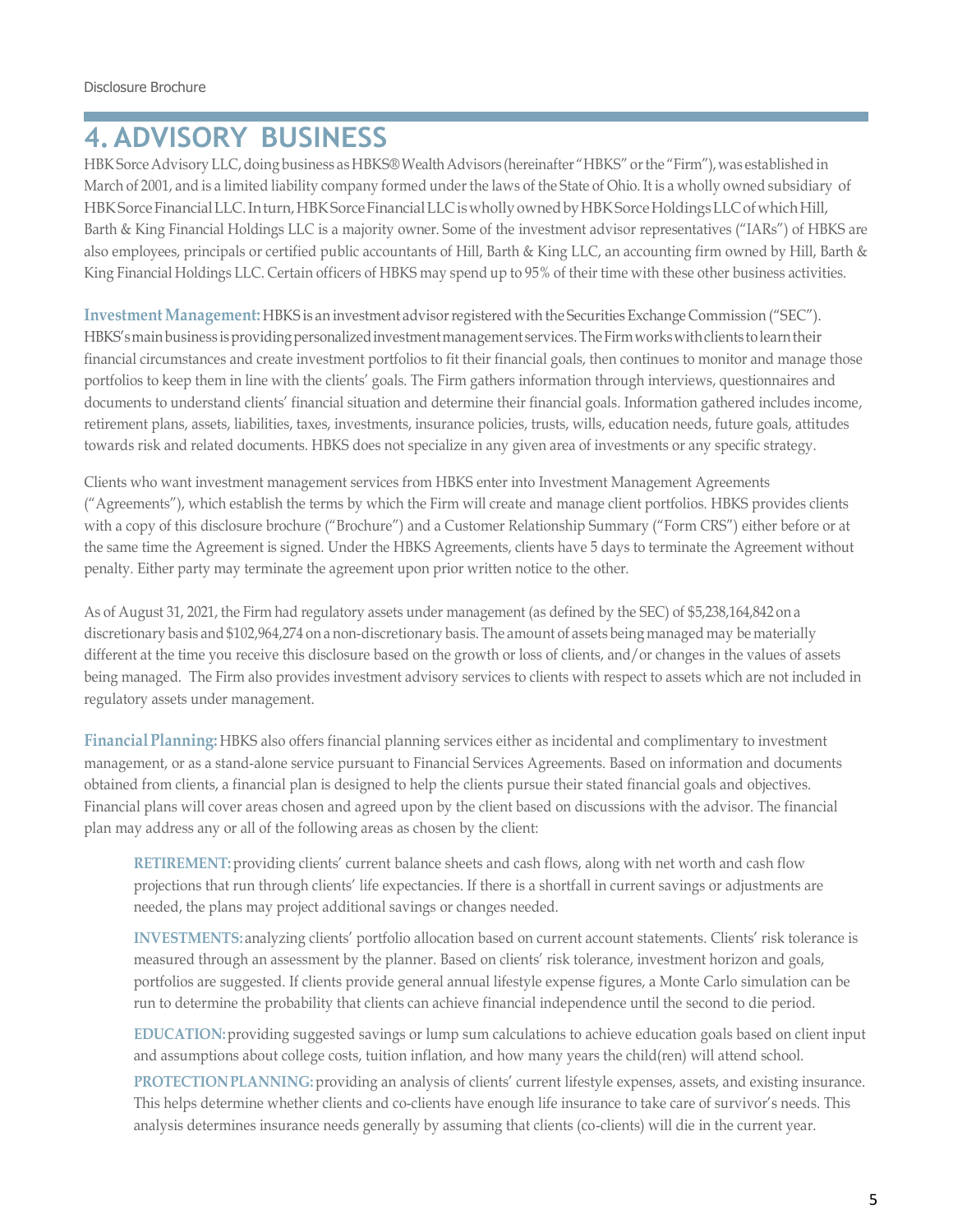# 4. ADVISORY BUSINESS

HBK Sorce Advisory LLC, doing business as HBKS® Wealth Advisors (hereinafter "HBKS" or the "Firm"), was established in March of 2001, and is a limited liability company formed under the laws of the State of Ohio. It is a wholly owned subsidiary of HBK Sorce Financial LLC. In turn, HBK Sorce Financial LLC is wholly owned by HBK Sorce Holdings LLC of which Hill, Barth & King Financial Holdings LLC is a majority owner. Some of the investment advisor representatives ("IARs") of HBKS are also employees, principals or certified public accountants of Hill, Barth & King LLC, an accounting firm owned by Hill, Barth & King Financial Holdings LLC. Certain officers of HBKS may spend up to 95% of their time with these other business activities.

**Investment Management:** HBKS is an investment advisor registered with the Securities Exchange Commission ("SEC"). HBKS's main business is providing personalized investment management services. The Firm works with clients to learn their financial circumstances and create investment portfolios to fit their financial goals, then continues to monitor and manage those portfolios to keep them in line with the clients' goals. The Firm gathers information through interviews, questionnaires and documents to understand clients' financial situation and determine their financial goals. Information gathered includes income, retirement plans, assets, liabilities, taxes, investments, insurance policies, trusts, wills, education needs, future goals, attitudes towards risk and related documents. HBKS does not specialize in any given area of investments or any specific strategy.

Clients who want investment management services from HBKS enter into Investment Management Agreements ("Agreements"), which establish the terms by which the Firm will create and manage client portfolios. HBKS provides clients with a copy of this disclosure brochure ("Brochure") and a Customer Relationship Summary ("Form CRS") either before or at the same time the Agreement is signed. Under the HBKS Agreements, clients have 5 days to terminate the Agreement without penalty. Either party may terminate the agreement upon prior written notice to the other.

As of August 31, 2021, the Firm had regulatory assets under management (as defined by the SEC) of $5,238,164,842 on a discretionary basis and $102,964,274 on a non-discretionary basis. The amount of assets being managed may be materially different at the time you receive this disclosure based on the growth or loss of clients, and/or changes in the values of assets being managed. The Firm also provides investment advisory services to clients with respect to assets which are not included in regulatory assets under management.

**Financial Planning:** HBKS also offers financial planning services either as incidental and complimentary to investment management, or as a stand-alone service pursuant to Financial Services Agreements. Based on information and documents obtained from clients, a financial plan is designed to help the clients pursue their stated financial goals and objectives. Financial plans will cover areas chosen and agreed upon by the client based on discussions with the advisor. The financial plan may address any or all of the following areas as chosen by the client:

**RETIREMENT:** providing clients' current balance sheets and cash flows, along with net worth and cash flow projections that run through clients' life expectancies. If there is a shortfall in current savings or adjustments are needed, the plans may project additional savings or changes needed.

**INVESTMENTS:** analyzing clients' portfolio allocation based on current account statements. Clients' risk tolerance is measured through an assessment by the planner. Based on clients' risk tolerance, investment horizon and goals, portfolios are suggested. If clients provide general annual lifestyle expense figures, a Monte Carlo simulation can be run to determine the probability that clients can achieve financial independence until the second to die period.

**EDUCATION:** providing suggested savings or lump sum calculations to achieve education goals based on client input and assumptions about college costs, tuition inflation, and how many years the child(ren) will attend school.

**PROTECTION PLANNING:** providing an analysis of clients' current lifestyle expenses, assets, and existing insurance. This helps determine whether clients and co-clients have enough life insurance to take care of survivor's needs. This analysis determines insurance needs generally by assuming that clients (co-clients) will die in the current year.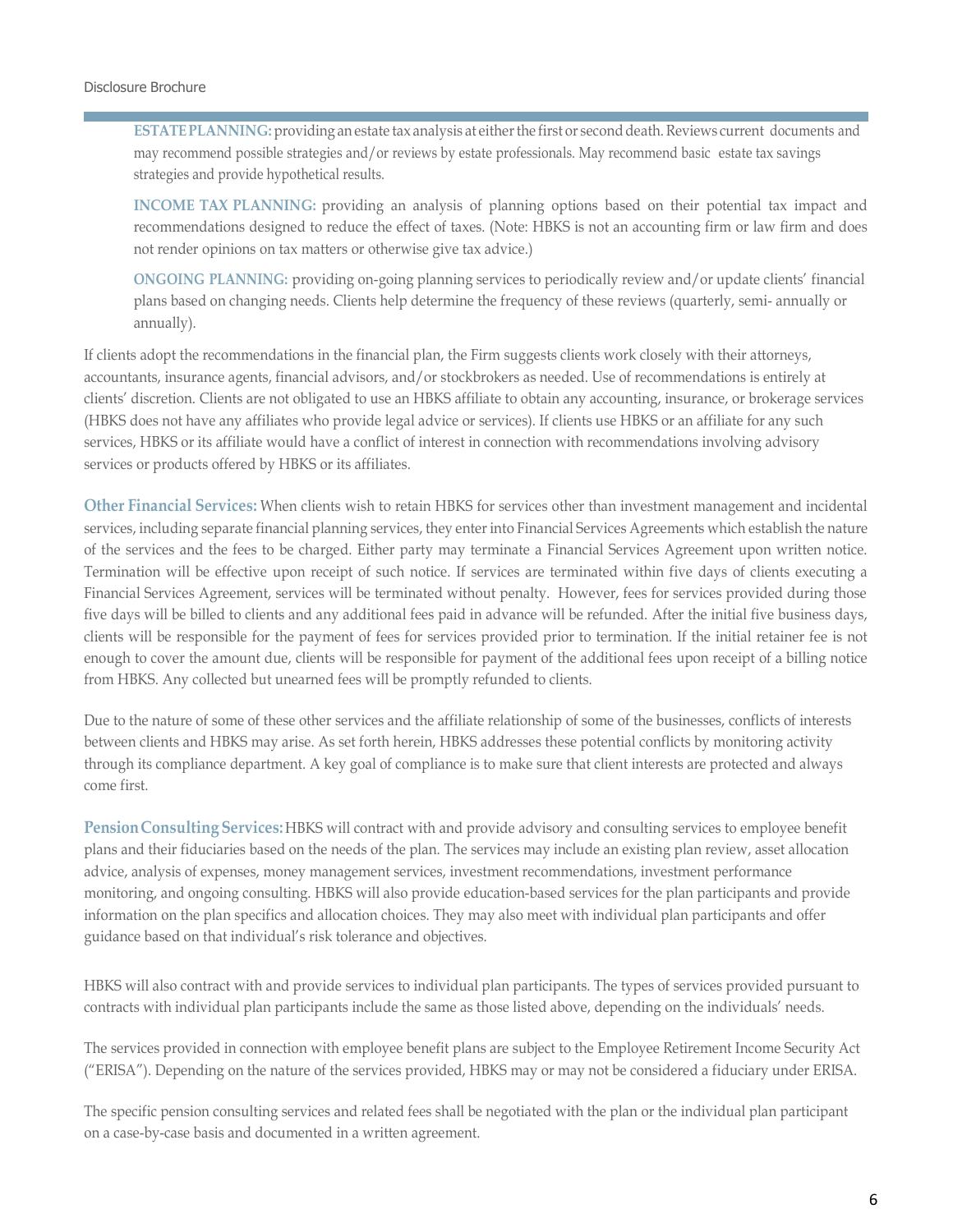**ESTATE PLANNING:** providing an estate tax analysis at either the first or second death. Reviews current documents and may recommend possible strategies and/or reviews by estate professionals. May recommend basic estate tax savings strategies and provide hypothetical results.

**INCOME TAX PLANNING:** providing an analysis of planning options based on their potential tax impact and recommendations designed to reduce the effect of taxes. (Note: HBKS is not an accounting firm or law firm and does not render opinions on tax matters or otherwise give tax advice.)

**ONGOING PLANNING:** providing on-going planning services to periodically review and/or update clients' financial plans based on changing needs. Clients help determine the frequency of these reviews (quarterly, semi- annually or annually).

If clients adopt the recommendations in the financial plan, the Firm suggests clients work closely with their attorneys, accountants, insurance agents, financial advisors, and/or stockbrokers as needed. Use of recommendations is entirely at clients' discretion. Clients are not obligated to use an HBKS affiliate to obtain any accounting, insurance, or brokerage services (HBKS does not have any affiliates who provide legal advice or services). If clients use HBKS or an affiliate for any such services, HBKS or its affiliate would have a conflict of interest in connection with recommendations involving advisory services or products offered by HBKS or its affiliates.

**Other Financial Services:** When clients wish to retain HBKS for services other than investment management and incidental services, including separate financial planning services, they enter into Financial Services Agreements which establish the nature of the services and the fees to be charged. Either party may terminate a Financial Services Agreement upon written notice. Termination will be effective upon receipt of such notice. If services are terminated within five days of clients executing a Financial Services Agreement, services will be terminated without penalty. However, fees for services provided during those five days will be billed to clients and any additional fees paid in advance will be refunded. After the initial five business days, clients will be responsible for the payment of fees for services provided prior to termination. If the initial retainer fee is not enough to cover the amount due, clients will be responsible for payment of the additional fees upon receipt of a billing notice from HBKS. Any collected but unearned fees will be promptly refunded to clients.

Due to the nature of some of these other services and the affiliate relationship of some of the businesses, conflicts of interests between clients and HBKS may arise. As set forth herein, HBKS addresses these potential conflicts by monitoring activity through its compliance department. A key goal of compliance is to make sure that client interests are protected and always come first.

**Pension Consulting Services:** HBKS will contract with and provide advisory and consulting services to employee benefit plans and their fiduciaries based on the needs of the plan. The services may include an existing plan review, asset allocation advice, analysis of expenses, money management services, investment recommendations, investment performance monitoring, and ongoing consulting. HBKS will also provide education-based services for the plan participants and provide information on the plan specifics and allocation choices. They may also meet with individual plan participants and offer guidance based on that individual's risk tolerance and objectives.

HBKS will also contract with and provide services to individual plan participants. The types of services provided pursuant to contracts with individual plan participants include the same as those listed above, depending on the individuals' needs.

The services provided in connection with employee benefit plans are subject to the Employee Retirement Income Security Act ("ERISA"). Depending on the nature of the services provided, HBKS may or may not be considered a fiduciary under ERISA.

The specific pension consulting services and related fees shall be negotiated with the plan or the individual plan participant on a case-by-case basis and documented in a written agreement.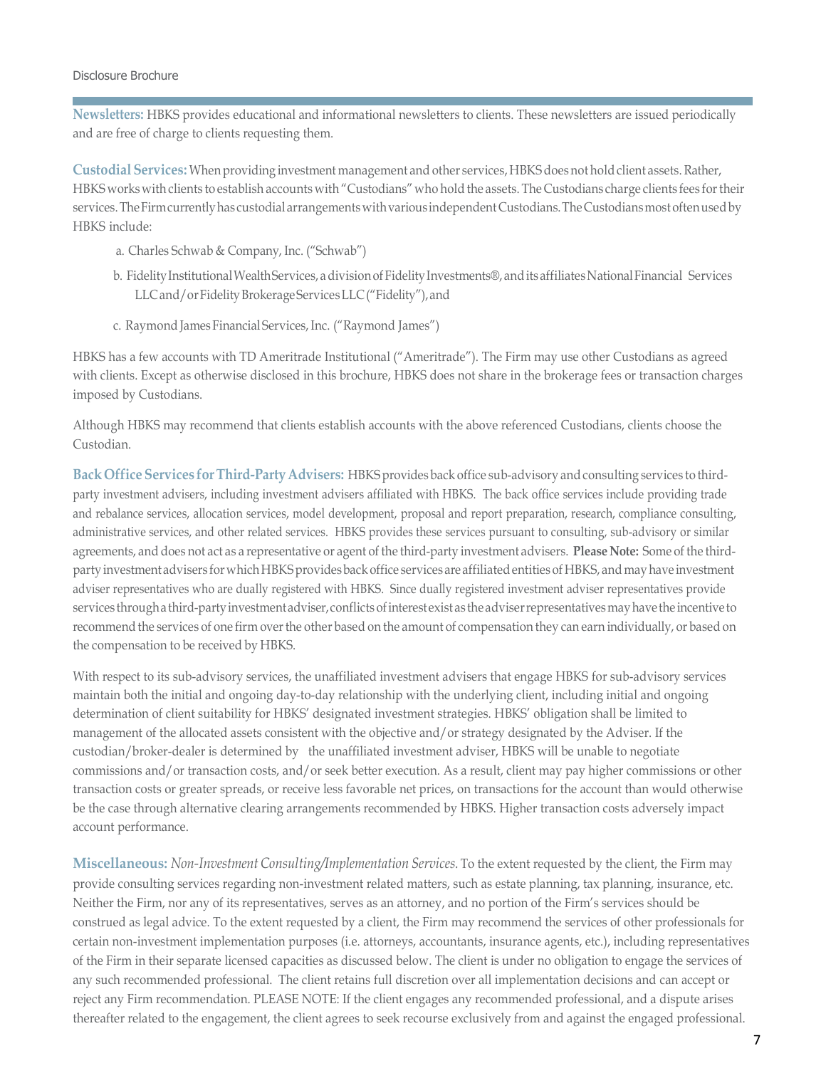**Newsletters:** HBKS provides educational and informational newsletters to clients. These newsletters are issued periodically and are free of charge to clients requesting them.

**Custodial Services:** When providing investment management and other services, HBKS does not hold client assets. Rather, HBKS works with clients to establish accounts with "Custodians" who hold the assets. The Custodians charge clients fees for their services. The Firm currently has custodial arrangements with various independent Custodians. The Custodians most often used by HBKS include:

a. Charles Schwab & Company, Inc. ("Schwab")

b. Fidelity Institutional Wealth Services, a division of Fidelity Investments®, and its affiliates National Financial Services LLC and/or Fidelity Brokerage Services LLC ("Fidelity"), and

c. Raymond James Financial Services, Inc. ("Raymond James")

HBKS has a few accounts with TD Ameritrade Institutional ("Ameritrade"). The Firm may use other Custodians as agreed with clients. Except as otherwise disclosed in this brochure, HBKS does not share in the brokerage fees or transaction charges imposed by Custodians.

Although HBKS may recommend that clients establish accounts with the above referenced Custodians, clients choose the Custodian.

**Back Office Services for Third-Party Advisers:** HBKS provides back office sub-advisory and consulting services to third-party investment advisers, including investment advisers affiliated with HBKS. The back office services include providing trade and rebalance services, allocation services, model development, proposal and report preparation, research, compliance consulting, administrative services, and other related services. HBKS provides these services pursuant to consulting, sub-advisory or similar agreements, and does not act as a representative or agent of the third-party investment advisers. **Please Note:** Some of the third-party investment advisers for which HBKS provides back office services are affiliated entities of HBKS, and may have investment adviser representatives who are dually registered with HBKS. Since dually registered investment adviser representatives provide services through a third-party investment adviser, conflicts of interest exist as the adviser representatives may have the incentive to recommend the services of one firm over the other based on the amount of compensation they can earn individually, or based on the compensation to be received by HBKS.

With respect to its sub-advisory services, the unaffiliated investment advisers that engage HBKS for sub-advisory services maintain both the initial and ongoing day-to-day relationship with the underlying client, including initial and ongoing determination of client suitability for HBKS' designated investment strategies. HBKS' obligation shall be limited to management of the allocated assets consistent with the objective and/or strategy designated by the Adviser. If the custodian/broker-dealer is determined by the unaffiliated investment adviser, HBKS will be unable to negotiate commissions and/or transaction costs, and/or seek better execution. As a result, client may pay higher commissions or other transaction costs or greater spreads, or receive less favorable net prices, on transactions for the account than would otherwise be the case through alternative clearing arrangements recommended by HBKS. Higher transaction costs adversely impact account performance.

**Miscellaneous:** *Non-Investment Consulting/Implementation Services.* To the extent requested by the client, the Firm may provide consulting services regarding non-investment related matters, such as estate planning, tax planning, insurance, etc. Neither the Firm, nor any of its representatives, serves as an attorney, and no portion of the Firm's services should be construed as legal advice. To the extent requested by a client, the Firm may recommend the services of other professionals for certain non-investment implementation purposes (i.e. attorneys, accountants, insurance agents, etc.), including representatives of the Firm in their separate licensed capacities as discussed below. The client is under no obligation to engage the services of any such recommended professional. The client retains full discretion over all implementation decisions and can accept or reject any Firm recommendation. PLEASE NOTE: If the client engages any recommended professional, and a dispute arises thereafter related to the engagement, the client agrees to seek recourse exclusively from and against the engaged professional.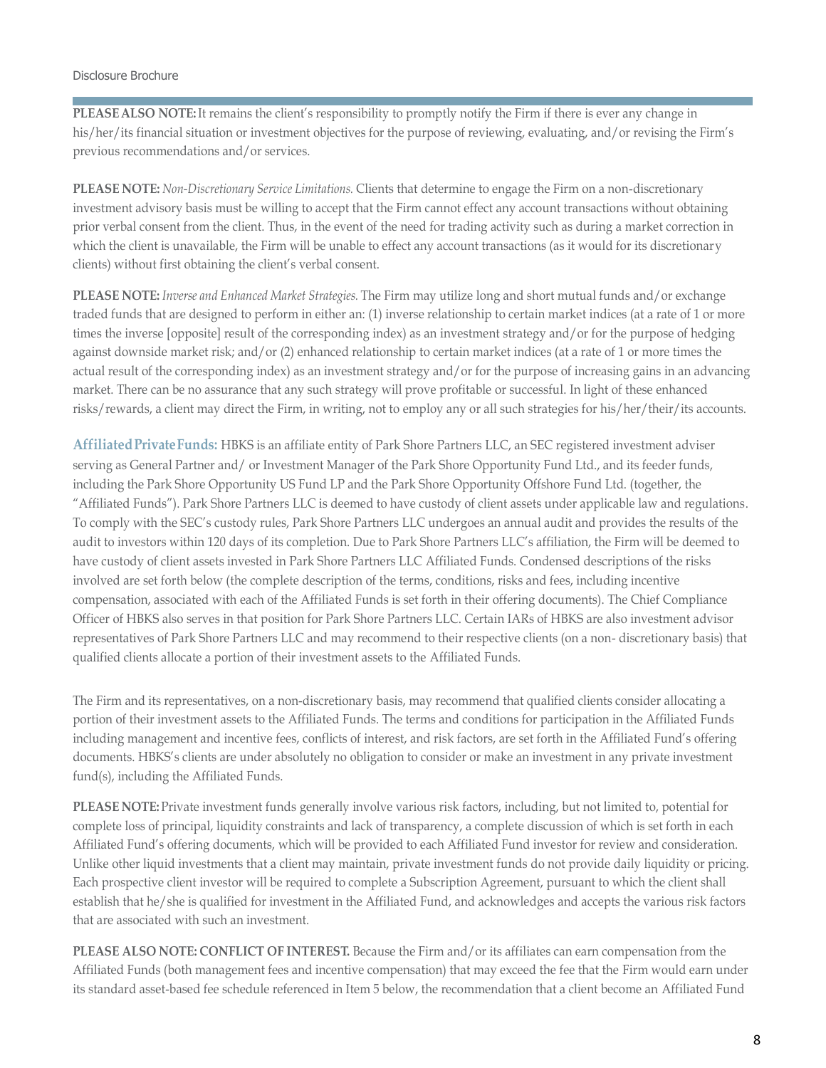**PLEASE ALSO NOTE:** It remains the client's responsibility to promptly notify the Firm if there is ever any change in his/her/its financial situation or investment objectives for the purpose of reviewing, evaluating, and/or revising the Firm's previous recommendations and/or services.

**PLEASE NOTE:** *Non-Discretionary Service Limitations.* Clients that determine to engage the Firm on a non-discretionary investment advisory basis must be willing to accept that the Firm cannot effect any account transactions without obtaining prior verbal consent from the client. Thus, in the event of the need for trading activity such as during a market correction in which the client is unavailable, the Firm will be unable to effect any account transactions (as it would for its discretionary clients) without first obtaining the client's verbal consent.

**PLEASE NOTE:** *Inverse and Enhanced Market Strategies.* The Firm may utilize long and short mutual funds and/or exchange traded funds that are designed to perform in either an: (1) inverse relationship to certain market indices (at a rate of 1 or more times the inverse [opposite] result of the corresponding index) as an investment strategy and/or for the purpose of hedging against downside market risk; and/or (2) enhanced relationship to certain market indices (at a rate of 1 or more times the actual result of the corresponding index) as an investment strategy and/or for the purpose of increasing gains in an advancing market. There can be no assurance that any such strategy will prove profitable or successful. In light of these enhanced risks/rewards, a client may direct the Firm, in writing, not to employ any or all such strategies for his/her/their/its accounts.

**Affiliated Private Funds:** HBKS is an affiliate entity of Park Shore Partners LLC, an SEC registered investment adviser serving as General Partner and/ or Investment Manager of the Park Shore Opportunity Fund Ltd., and its feeder funds, including the Park Shore Opportunity US Fund LP and the Park Shore Opportunity Offshore Fund Ltd. (together, the "Affiliated Funds"). Park Shore Partners LLC is deemed to have custody of client assets under applicable law and regulations. To comply with the SEC's custody rules, Park Shore Partners LLC undergoes an annual audit and provides the results of the audit to investors within 120 days of its completion. Due to Park Shore Partners LLC's affiliation, the Firm will be deemed to have custody of client assets invested in Park Shore Partners LLC Affiliated Funds. Condensed descriptions of the risks involved are set forth below (the complete description of the terms, conditions, risks and fees, including incentive compensation, associated with each of the Affiliated Funds is set forth in their offering documents). The Chief Compliance Officer of HBKS also serves in that position for Park Shore Partners LLC. Certain IARs of HBKS are also investment advisor representatives of Park Shore Partners LLC and may recommend to their respective clients (on a non- discretionary basis) that qualified clients allocate a portion of their investment assets to the Affiliated Funds.

The Firm and its representatives, on a non-discretionary basis, may recommend that qualified clients consider allocating a portion of their investment assets to the Affiliated Funds. The terms and conditions for participation in the Affiliated Funds including management and incentive fees, conflicts of interest, and risk factors, are set forth in the Affiliated Fund's offering documents. HBKS's clients are under absolutely no obligation to consider or make an investment in any private investment fund(s), including the Affiliated Funds.

**PLEASE NOTE:** Private investment funds generally involve various risk factors, including, but not limited to, potential for complete loss of principal, liquidity constraints and lack of transparency, a complete discussion of which is set forth in each Affiliated Fund's offering documents, which will be provided to each Affiliated Fund investor for review and consideration. Unlike other liquid investments that a client may maintain, private investment funds do not provide daily liquidity or pricing. Each prospective client investor will be required to complete a Subscription Agreement, pursuant to which the client shall establish that he/she is qualified for investment in the Affiliated Fund, and acknowledges and accepts the various risk factors that are associated with such an investment.

**PLEASE ALSO NOTE: CONFLICT OF INTEREST.** Because the Firm and/or its affiliates can earn compensation from the Affiliated Funds (both management fees and incentive compensation) that may exceed the fee that the Firm would earn under its standard asset-based fee schedule referenced in Item 5 below, the recommendation that a client become an Affiliated Fund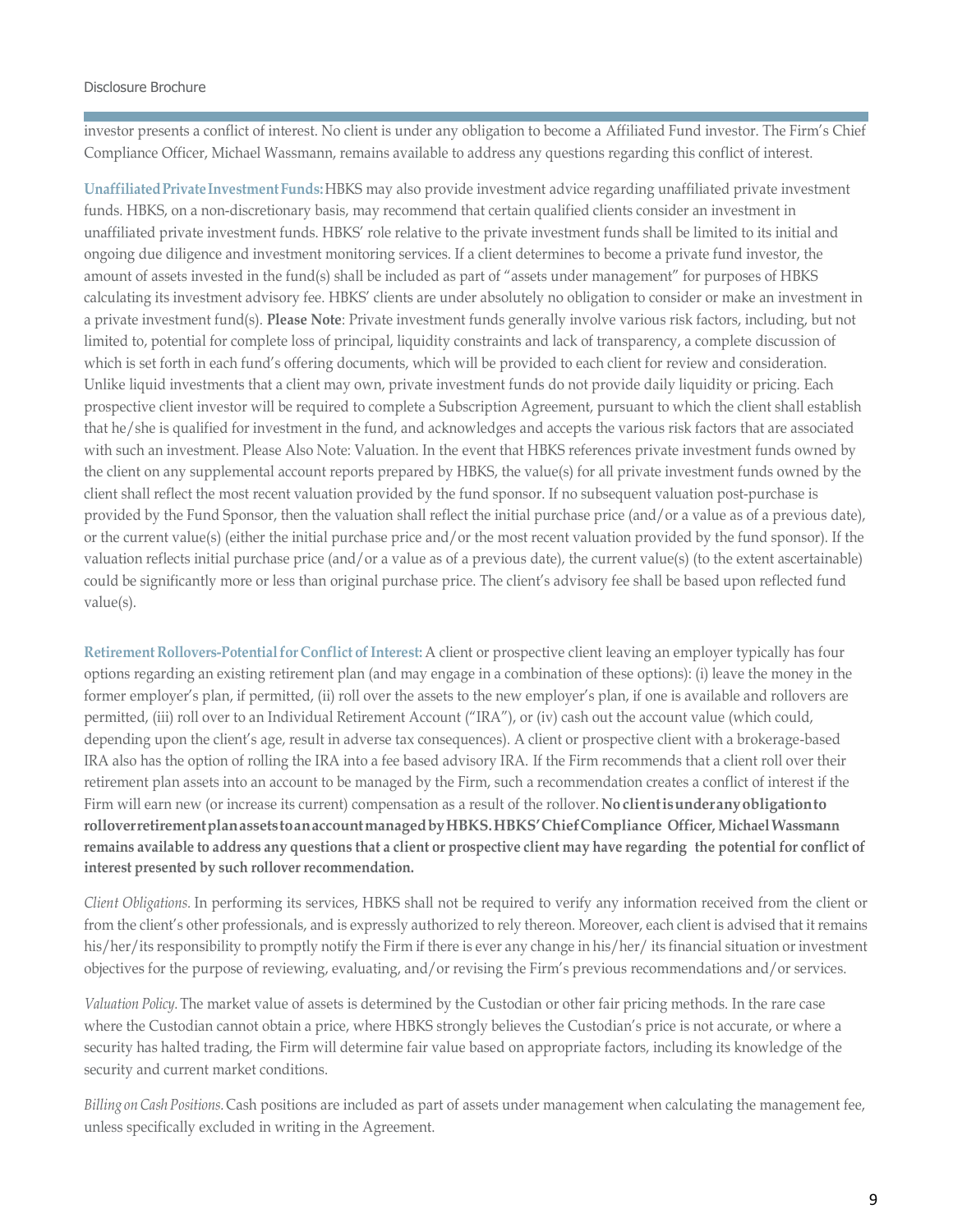investor presents a conflict of interest. No client is under any obligation to become a Affiliated Fund investor. The Firm's Chief Compliance Officer, Michael Wassmann, remains available to address any questions regarding this conflict of interest.

**Unaffiliated Private Investment Funds:** HBKS may also provide investment advice regarding unaffiliated private investment funds. HBKS, on a non-discretionary basis, may recommend that certain qualified clients consider an investment in unaffiliated private investment funds. HBKS' role relative to the private investment funds shall be limited to its initial and ongoing due diligence and investment monitoring services. If a client determines to become a private fund investor, the amount of assets invested in the fund(s) shall be included as part of "assets under management" for purposes of HBKS calculating its investment advisory fee. HBKS' clients are under absolutely no obligation to consider or make an investment in a private investment fund(s). **Please Note**: Private investment funds generally involve various risk factors, including, but not limited to, potential for complete loss of principal, liquidity constraints and lack of transparency, a complete discussion of which is set forth in each fund's offering documents, which will be provided to each client for review and consideration. Unlike liquid investments that a client may own, private investment funds do not provide daily liquidity or pricing. Each prospective client investor will be required to complete a Subscription Agreement, pursuant to which the client shall establish that he/she is qualified for investment in the fund, and acknowledges and accepts the various risk factors that are associated with such an investment. Please Also Note: Valuation. In the event that HBKS references private investment funds owned by the client on any supplemental account reports prepared by HBKS, the value(s) for all private investment funds owned by the client shall reflect the most recent valuation provided by the fund sponsor. If no subsequent valuation post-purchase is provided by the Fund Sponsor, then the valuation shall reflect the initial purchase price (and/or a value as of a previous date), or the current value(s) (either the initial purchase price and/or the most recent valuation provided by the fund sponsor). If the valuation reflects initial purchase price (and/or a value as of a previous date), the current value(s) (to the extent ascertainable) could be significantly more or less than original purchase price. The client's advisory fee shall be based upon reflected fund value(s).

**Retirement Rollovers-Potential for Conflict of Interest:** A client or prospective client leaving an employer typically has four options regarding an existing retirement plan (and may engage in a combination of these options): (i) leave the money in the former employer's plan, if permitted, (ii) roll over the assets to the new employer's plan, if one is available and rollovers are permitted, (iii) roll over to an Individual Retirement Account ("IRA"), or (iv) cash out the account value (which could, depending upon the client's age, result in adverse tax consequences). A client or prospective client with a brokerage-based IRA also has the option of rolling the IRA into a fee based advisory IRA. If the Firm recommends that a client roll over their retirement plan assets into an account to be managed by the Firm, such a recommendation creates a conflict of interest if the Firm will earn new (or increase its current) compensation as a result of the rollover. **No client is under any obligation to rollover retirement plan assets to an account managed by HBKS. HBKS' Chief Compliance Officer, Michael Wassmann remains available to address any questions that a client or prospective client may have regarding the potential for conflict of interest presented by such rollover recommendation.**

*Client Obligations.* In performing its services, HBKS shall not be required to verify any information received from the client or from the client's other professionals, and is expressly authorized to rely thereon. Moreover, each client is advised that it remains his/her/its responsibility to promptly notify the Firm if there is ever any change in his/her/ its financial situation or investment objectives for the purpose of reviewing, evaluating, and/or revising the Firm's previous recommendations and/or services.

*Valuation Policy.* The market value of assets is determined by the Custodian or other fair pricing methods. In the rare case where the Custodian cannot obtain a price, where HBKS strongly believes the Custodian's price is not accurate, or where a security has halted trading, the Firm will determine fair value based on appropriate factors, including its knowledge of the security and current market conditions.

*Billing on Cash Positions.* Cash positions are included as part of assets under management when calculating the management fee, unless specifically excluded in writing in the Agreement.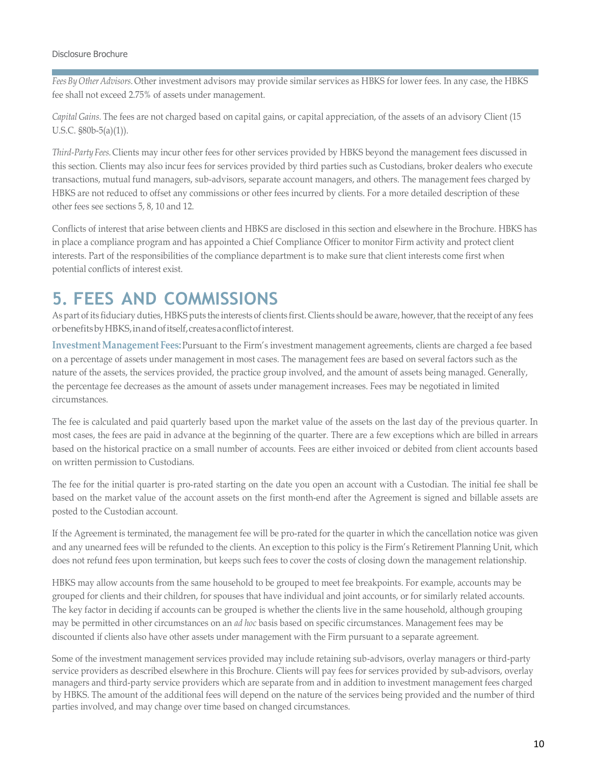*Fees By Other Advisors.* Other investment advisors may provide similar services as HBKS for lower fees. In any case, the HBKS fee shall not exceed 2.75% of assets under management.

*Capital Gains.* The fees are not charged based on capital gains, or capital appreciation, of the assets of an advisory Client (15 U.S.C. §80b-5(a)(1)).

*Third-Party Fees.* Clients may incur other fees for other services provided by HBKS beyond the management fees discussed in this section. Clients may also incur fees for services provided by third parties such as Custodians, broker dealers who execute transactions, mutual fund managers, sub-advisors, separate account managers, and others. The management fees charged by HBKS are not reduced to offset any commissions or other fees incurred by clients. For a more detailed description of these other fees see sections 5, 8, 10 and 12.

Conflicts of interest that arise between clients and HBKS are disclosed in this section and elsewhere in the Brochure. HBKS has in place a compliance program and has appointed a Chief Compliance Officer to monitor Firm activity and protect client interests. Part of the responsibilities of the compliance department is to make sure that client interests come first when potential conflicts of interest exist.

# 5. FEES AND COMMISSIONS

As part of its fiduciary duties, HBKS puts the interests of clients first. Clients should be aware, however, that the receipt of any fees or benefits by HBKS, in and of itself, creates a conflict of interest.

**Investment Management Fees:** Pursuant to the Firm's investment management agreements, clients are charged a fee based on a percentage of assets under management in most cases. The management fees are based on several factors such as the nature of the assets, the services provided, the practice group involved, and the amount of assets being managed. Generally, the percentage fee decreases as the amount of assets under management increases. Fees may be negotiated in limited circumstances.

The fee is calculated and paid quarterly based upon the market value of the assets on the last day of the previous quarter. In most cases, the fees are paid in advance at the beginning of the quarter. There are a few exceptions which are billed in arrears based on the historical practice on a small number of accounts. Fees are either invoiced or debited from client accounts based on written permission to Custodians.

The fee for the initial quarter is pro-rated starting on the date you open an account with a Custodian. The initial fee shall be based on the market value of the account assets on the first month-end after the Agreement is signed and billable assets are posted to the Custodian account.

If the Agreement is terminated, the management fee will be pro-rated for the quarter in which the cancellation notice was given and any unearned fees will be refunded to the clients. An exception to this policy is the Firm's Retirement Planning Unit, which does not refund fees upon termination, but keeps such fees to cover the costs of closing down the management relationship.

HBKS may allow accounts from the same household to be grouped to meet fee breakpoints. For example, accounts may be grouped for clients and their children, for spouses that have individual and joint accounts, or for similarly related accounts. The key factor in deciding if accounts can be grouped is whether the clients live in the same household, although grouping may be permitted in other circumstances on an *ad hoc* basis based on specific circumstances. Management fees may be discounted if clients also have other assets under management with the Firm pursuant to a separate agreement.

Some of the investment management services provided may include retaining sub-advisors, overlay managers or third-party service providers as described elsewhere in this Brochure. Clients will pay fees for services provided by sub-advisors, overlay managers and third-party service providers which are separate from and in addition to investment management fees charged by HBKS. The amount of the additional fees will depend on the nature of the services being provided and the number of third parties involved, and may change over time based on changed circumstances.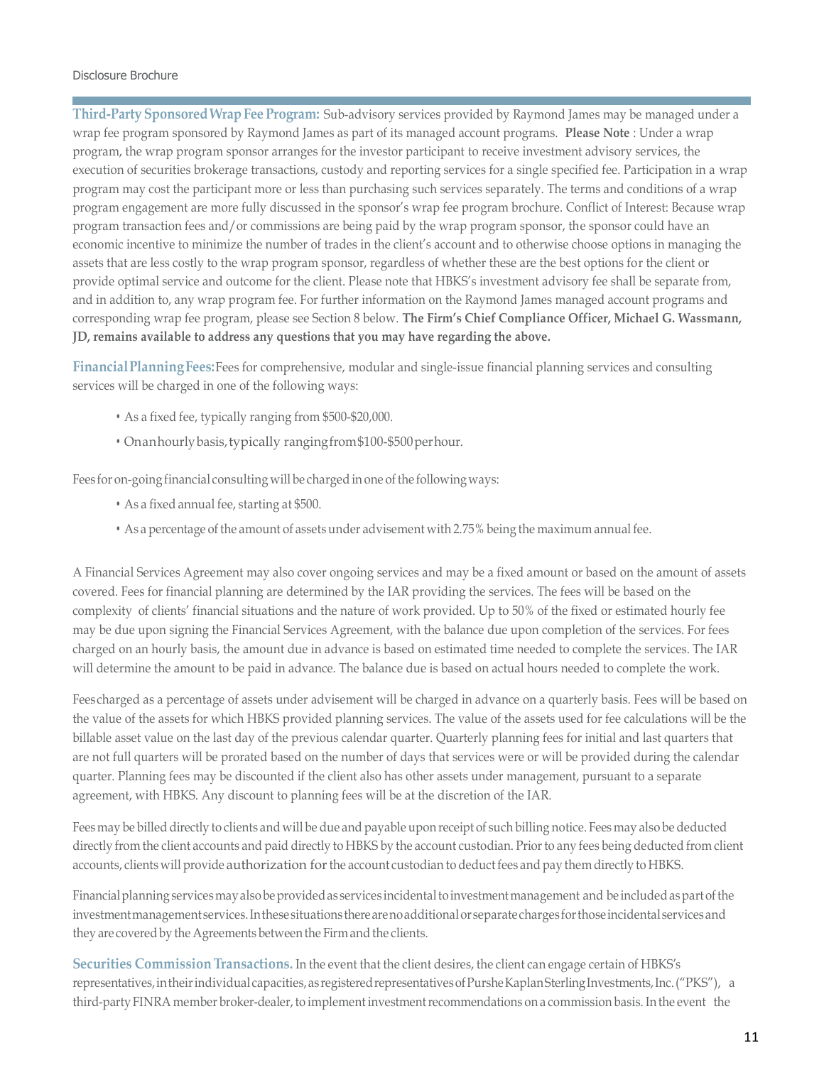**Third-Party Sponsored Wrap Fee Program:** Sub-advisory services provided by Raymond James may be managed under a wrap fee program sponsored by Raymond James as part of its managed account programs. **Please Note** : Under a wrap program, the wrap program sponsor arranges for the investor participant to receive investment advisory services, the execution of securities brokerage transactions, custody and reporting services for a single specified fee. Participation in a wrap program may cost the participant more or less than purchasing such services separately. The terms and conditions of a wrap program engagement are more fully discussed in the sponsor's wrap fee program brochure. Conflict of Interest: Because wrap program transaction fees and/or commissions are being paid by the wrap program sponsor, the sponsor could have an economic incentive to minimize the number of trades in the client's account and to otherwise choose options in managing the assets that are less costly to the wrap program sponsor, regardless of whether these are the best options for the client or provide optimal service and outcome for the client. Please note that HBKS's investment advisory fee shall be separate from, and in addition to, any wrap program fee. For further information on the Raymond James managed account programs and corresponding wrap fee program, please see Section 8 below. **The Firm's Chief Compliance Officer, Michael G. Wassmann, JD, remains available to address any questions that you may have regarding the above.**

**Financial Planning Fees:** Fees for comprehensive, modular and single-issue financial planning services and consulting services will be charged in one of the following ways:

- As a fixed fee, typically ranging from $500-$20,000.
- On an hourly basis, typically ranging from $100-$500 per hour.

Fees for on-going financial consulting will be charged in one of the following ways:

- As a fixed annual fee, starting at $500.
- As a percentage of the amount of assets under advisement with 2.75% being the maximum annual fee.

A Financial Services Agreement may also cover ongoing services and may be a fixed amount or based on the amount of assets covered. Fees for financial planning are determined by the IAR providing the services. The fees will be based on the complexity of clients' financial situations and the nature of work provided. Up to 50% of the fixed or estimated hourly fee may be due upon signing the Financial Services Agreement, with the balance due upon completion of the services. For fees charged on an hourly basis, the amount due in advance is based on estimated time needed to complete the services. The IAR will determine the amount to be paid in advance. The balance due is based on actual hours needed to complete the work.

Fees charged as a percentage of assets under advisement will be charged in advance on a quarterly basis. Fees will be based on the value of the assets for which HBKS provided planning services. The value of the assets used for fee calculations will be the billable asset value on the last day of the previous calendar quarter. Quarterly planning fees for initial and last quarters that are not full quarters will be prorated based on the number of days that services were or will be provided during the calendar quarter. Planning fees may be discounted if the client also has other assets under management, pursuant to a separate agreement, with HBKS. Any discount to planning fees will be at the discretion of the IAR.

Fees may be billed directly to clients and will be due and payable upon receipt of such billing notice. Fees may also be deducted directly from the client accounts and paid directly to HBKS by the account custodian. Prior to any fees being deducted from client accounts, clients will provide authorization for the account custodian to deduct fees and pay them directly to HBKS.

Financial planning services may also be provided as services incidental to investment management and be included as part of the investment management services. In these situations there are no additional or separate charges for those incidental services and they are covered by the Agreements between the Firm and the clients.

**Securities Commission Transactions.** In the event that the client desires, the client can engage certain of HBKS's representatives, in their individual capacities, as registered representatives of Purshe Kaplan Sterling Investments, Inc. ("PKS"), a third-party FINRA member broker-dealer, to implement investment recommendations on a commission basis. In the event the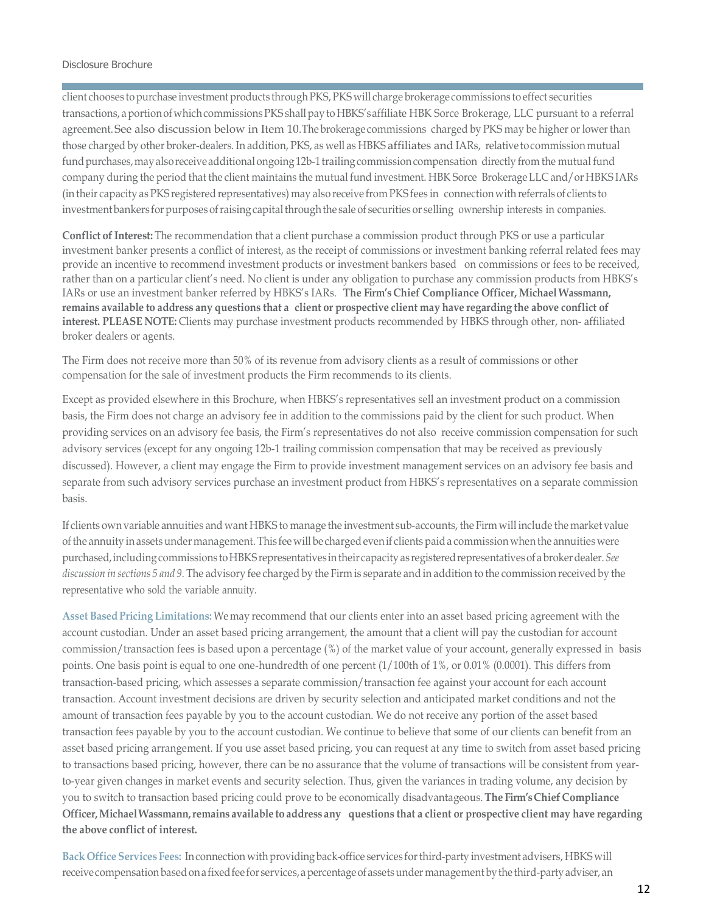client chooses to purchase investment products through PKS, PKS will charge brokerage commissions to effect securities transactions, a portion of which commissions PKS shall pay to HBKS's affiliate HBK Sorce Brokerage, LLC pursuant to a referral agreement. See also discussion below in Item 10. The brokerage commissions charged by PKS may be higher or lower than those charged by other broker-dealers. In addition, PKS, as well as HBKS affiliates and IARs, relative to commission mutual fund purchases, may also receive additional ongoing 12b-1 trailing commission compensation directly from the mutual fund company during the period that the client maintains the mutual fund investment. HBK Sorce Brokerage LLC and/or HBKS IARs (in their capacity as PKS registered representatives) may also receive from PKS fees in connection with referrals of clients to investment bankers for purposes of raising capital through the sale of securities or selling ownership interests in companies.

**Conflict of Interest:** The recommendation that a client purchase a commission product through PKS or use a particular investment banker presents a conflict of interest, as the receipt of commissions or investment banking referral related fees may provide an incentive to recommend investment products or investment bankers based on commissions or fees to be received, rather than on a particular client's need. No client is under any obligation to purchase any commission products from HBKS's IARs or use an investment banker referred by HBKS's IARs. **The Firm's Chief Compliance Officer, Michael Wassmann, remains available to address any questions that a client or prospective client may have regarding the above conflict of interest. PLEASE NOTE:** Clients may purchase investment products recommended by HBKS through other, non- affiliated broker dealers or agents.

The Firm does not receive more than 50% of its revenue from advisory clients as a result of commissions or other compensation for the sale of investment products the Firm recommends to its clients.

Except as provided elsewhere in this Brochure, when HBKS's representatives sell an investment product on a commission basis, the Firm does not charge an advisory fee in addition to the commissions paid by the client for such product. When providing services on an advisory fee basis, the Firm's representatives do not also receive commission compensation for such advisory services (except for any ongoing 12b-1 trailing commission compensation that may be received as previously discussed). However, a client may engage the Firm to provide investment management services on an advisory fee basis and separate from such advisory services purchase an investment product from HBKS's representatives on a separate commission basis.

If clients own variable annuities and want HBKS to manage the investment sub-accounts, the Firm will include the market value of the annuity in assets under management. This fee will be charged even if clients paid a commission when the annuities were purchased, including commissions to HBKS representatives in their capacity as registered representatives of a broker dealer. *See discussion in sections 5 and 9*. The advisory fee charged by the Firm is separate and in addition to the commission received by the representative who sold the variable annuity.

**Asset Based Pricing Limitations:** We may recommend that our clients enter into an asset based pricing agreement with the account custodian. Under an asset based pricing arrangement, the amount that a client will pay the custodian for account commission/transaction fees is based upon a percentage (%) of the market value of your account, generally expressed in basis points. One basis point is equal to one one-hundredth of one percent (1/100th of 1%, or 0.01% (0.0001). This differs from transaction-based pricing, which assesses a separate commission/transaction fee against your account for each account transaction. Account investment decisions are driven by security selection and anticipated market conditions and not the amount of transaction fees payable by you to the account custodian. We do not receive any portion of the asset based transaction fees payable by you to the account custodian. We continue to believe that some of our clients can benefit from an asset based pricing arrangement. If you use asset based pricing, you can request at any time to switch from asset based pricing to transactions based pricing, however, there can be no assurance that the volume of transactions will be consistent from year-to-year given changes in market events and security selection. Thus, given the variances in trading volume, any decision by you to switch to transaction based pricing could prove to be economically disadvantageous. **The Firm's Chief Compliance Officer, Michael Wassmann, remains available to address any questions that a client or prospective client may have regarding the above conflict of interest.**

**Back Office Services Fees:** In connection with providing back-office services for third-party investment advisers, HBKS will receive compensation based on a fixed fee for services, a percentage of assets under management by the third-party adviser, an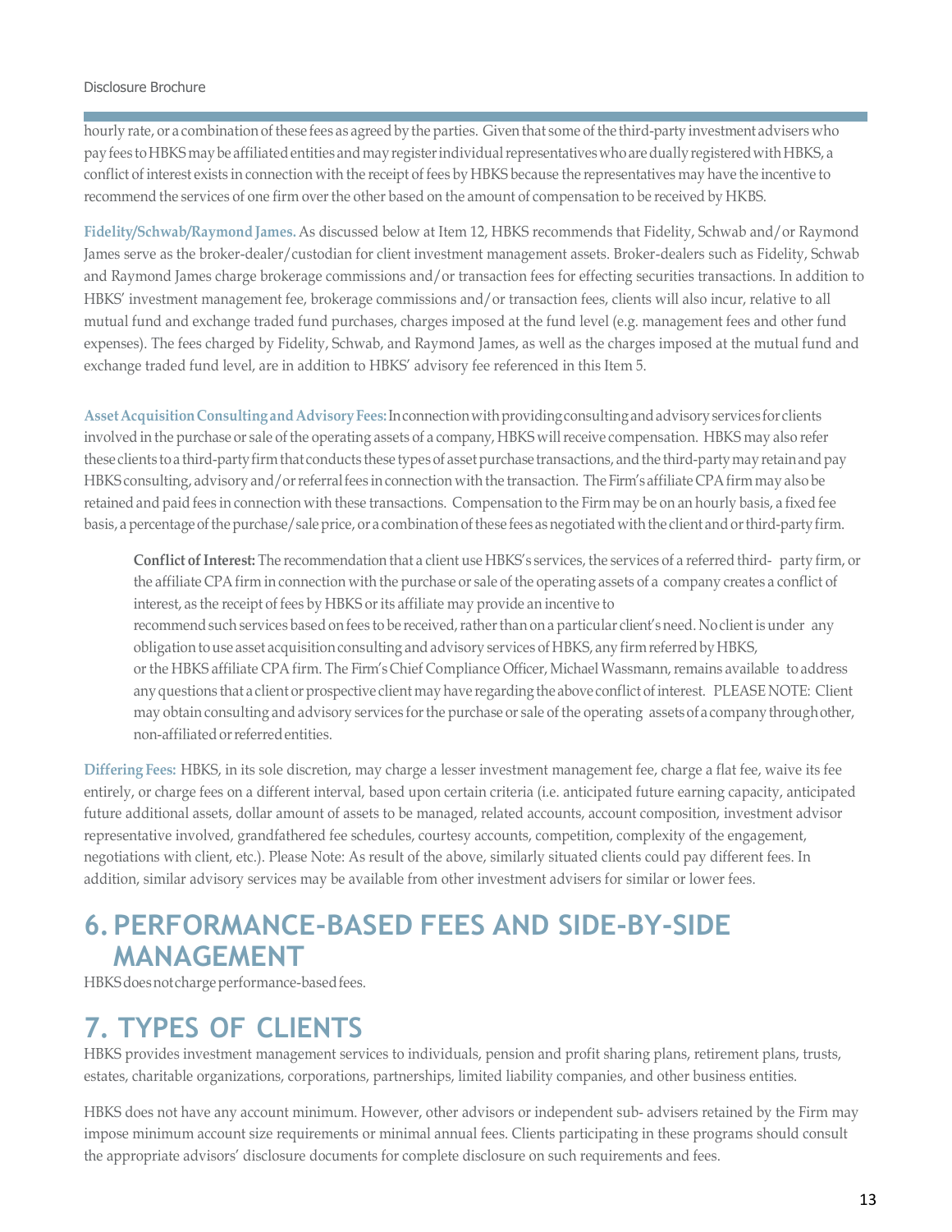hourly rate, or a combination of these fees as agreed by the parties. Given that some of the third-party investment advisers who pay fees to HBKS may be affiliated entities and may register individual representatives who are dually registered with HBKS, a conflict of interest exists in connection with the receipt of fees by HBKS because the representatives may have the incentive to recommend the services of one firm over the other based on the amount of compensation to be received by HKBS.

**Fidelity/Schwab/Raymond James.** As discussed below at Item 12, HBKS recommends that Fidelity, Schwab and/or Raymond James serve as the broker-dealer/custodian for client investment management assets. Broker-dealers such as Fidelity, Schwab and Raymond James charge brokerage commissions and/or transaction fees for effecting securities transactions. In addition to HBKS' investment management fee, brokerage commissions and/or transaction fees, clients will also incur, relative to all mutual fund and exchange traded fund purchases, charges imposed at the fund level (e.g. management fees and other fund expenses). The fees charged by Fidelity, Schwab, and Raymond James, as well as the charges imposed at the mutual fund and exchange traded fund level, are in addition to HBKS' advisory fee referenced in this Item 5.

**Asset Acquisition Consulting and Advisory Fees:** In connection with providing consulting and advisory services for clients involved in the purchase or sale of the operating assets of a company, HBKS will receive compensation. HBKS may also refer these clients to a third-party firm that conducts these types of asset purchase transactions, and the third-party may retain and pay HBKS consulting, advisory and/or referral fees in connection with the transaction. The Firm's affiliate CPA firm may also be retained and paid fees in connection with these transactions. Compensation to the Firm may be on an hourly basis, a fixed fee basis, a percentage of the purchase/sale price, or a combination of these fees as negotiated with the client and or third-party firm.

> **Conflict of Interest:** The recommendation that a client use HBKS's services, the services of a referred third- party firm, or the affiliate CPA firm in connection with the purchase or sale of the operating assets of a company creates a conflict of interest, as the receipt of fees by HBKS or its affiliate may provide an incentive to recommend such services based on fees to be received, rather than on a particular client's need. No client is under any obligation to use asset acquisition consulting and advisory services of HBKS, any firm referred by HBKS, or the HBKS affiliate CPA firm. The Firm's Chief Compliance Officer, Michael Wassmann, remains available to address any questions that a client or prospective client may have regarding the above conflict of interest. PLEASE NOTE: Client may obtain consulting and advisory services for the purchase or sale of the operating assets of a company through other, non-affiliated or referred entities.

**Differing Fees:** HBKS, in its sole discretion, may charge a lesser investment management fee, charge a flat fee, waive its fee entirely, or charge fees on a different interval, based upon certain criteria (i.e. anticipated future earning capacity, anticipated future additional assets, dollar amount of assets to be managed, related accounts, account composition, investment advisor representative involved, grandfathered fee schedules, courtesy accounts, competition, complexity of the engagement, negotiations with client, etc.). Please Note: As result of the above, similarly situated clients could pay different fees. In addition, similar advisory services may be available from other investment advisers for similar or lower fees.

# 6. PERFORMANCE-BASED FEES AND SIDE-BY-SIDE MANAGEMENT

HBKS does not charge performance-based fees.

# 7. TYPES OF CLIENTS

HBKS provides investment management services to individuals, pension and profit sharing plans, retirement plans, trusts, estates, charitable organizations, corporations, partnerships, limited liability companies, and other business entities.

HBKS does not have any account minimum. However, other advisors or independent sub- advisers retained by the Firm may impose minimum account size requirements or minimal annual fees. Clients participating in these programs should consult the appropriate advisors' disclosure documents for complete disclosure on such requirements and fees.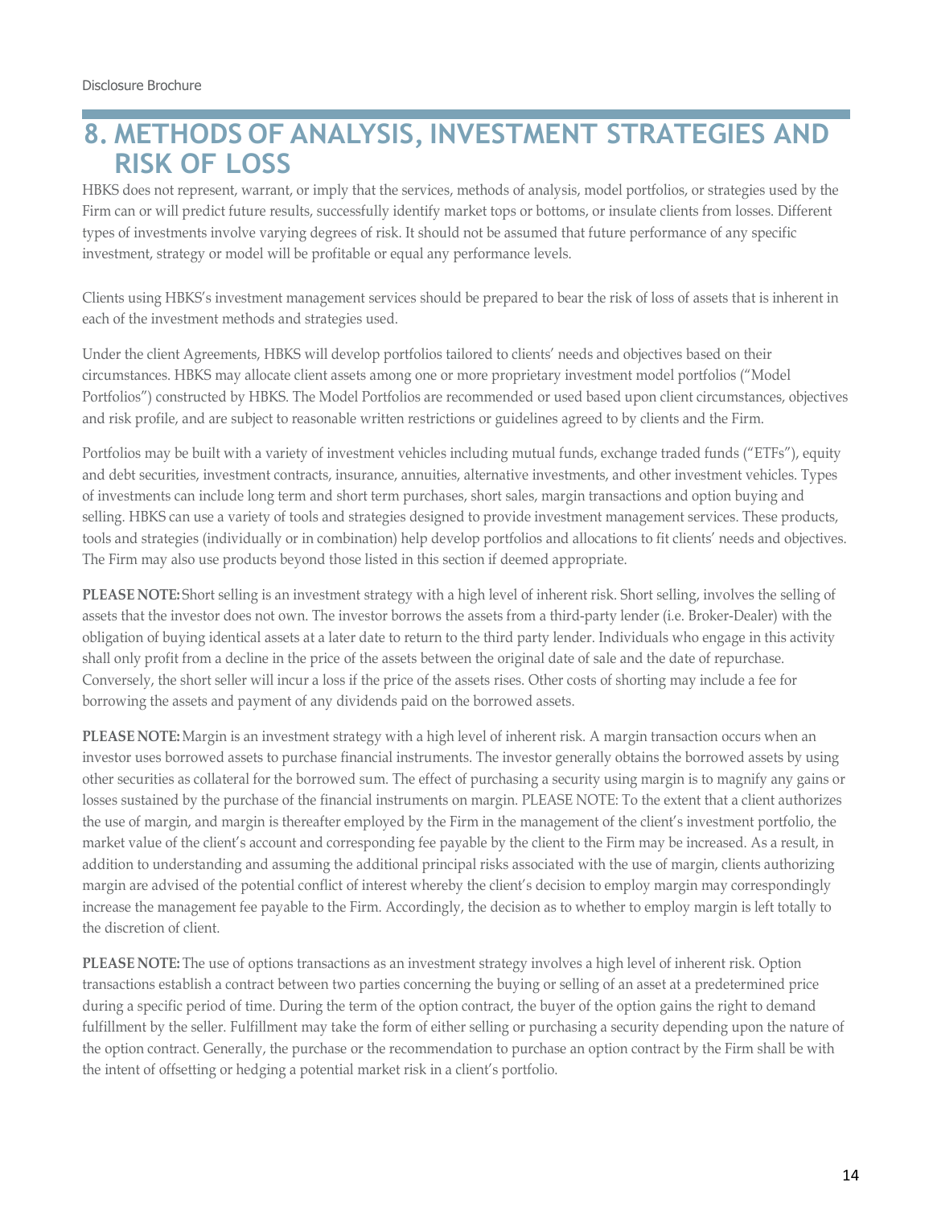# 8. METHODS OF ANALYSIS, INVESTMENT STRATEGIES AND RISK OF LOSS

HBKS does not represent, warrant, or imply that the services, methods of analysis, model portfolios, or strategies used by the Firm can or will predict future results, successfully identify market tops or bottoms, or insulate clients from losses. Different types of investments involve varying degrees of risk. It should not be assumed that future performance of any specific investment, strategy or model will be profitable or equal any performance levels.

Clients using HBKS's investment management services should be prepared to bear the risk of loss of assets that is inherent in each of the investment methods and strategies used.

Under the client Agreements, HBKS will develop portfolios tailored to clients' needs and objectives based on their circumstances. HBKS may allocate client assets among one or more proprietary investment model portfolios ("Model Portfolios") constructed by HBKS. The Model Portfolios are recommended or used based upon client circumstances, objectives and risk profile, and are subject to reasonable written restrictions or guidelines agreed to by clients and the Firm.

Portfolios may be built with a variety of investment vehicles including mutual funds, exchange traded funds ("ETFs"), equity and debt securities, investment contracts, insurance, annuities, alternative investments, and other investment vehicles. Types of investments can include long term and short term purchases, short sales, margin transactions and option buying and selling. HBKS can use a variety of tools and strategies designed to provide investment management services. These products, tools and strategies (individually or in combination) help develop portfolios and allocations to fit clients' needs and objectives. The Firm may also use products beyond those listed in this section if deemed appropriate.

**PLEASE NOTE:** Short selling is an investment strategy with a high level of inherent risk. Short selling, involves the selling of assets that the investor does not own. The investor borrows the assets from a third-party lender (i.e. Broker-Dealer) with the obligation of buying identical assets at a later date to return to the third party lender. Individuals who engage in this activity shall only profit from a decline in the price of the assets between the original date of sale and the date of repurchase. Conversely, the short seller will incur a loss if the price of the assets rises. Other costs of shorting may include a fee for borrowing the assets and payment of any dividends paid on the borrowed assets.

**PLEASE NOTE:** Margin is an investment strategy with a high level of inherent risk. A margin transaction occurs when an investor uses borrowed assets to purchase financial instruments. The investor generally obtains the borrowed assets by using other securities as collateral for the borrowed sum. The effect of purchasing a security using margin is to magnify any gains or losses sustained by the purchase of the financial instruments on margin. PLEASE NOTE: To the extent that a client authorizes the use of margin, and margin is thereafter employed by the Firm in the management of the client's investment portfolio, the market value of the client's account and corresponding fee payable by the client to the Firm may be increased. As a result, in addition to understanding and assuming the additional principal risks associated with the use of margin, clients authorizing margin are advised of the potential conflict of interest whereby the client's decision to employ margin may correspondingly increase the management fee payable to the Firm. Accordingly, the decision as to whether to employ margin is left totally to the discretion of client.

**PLEASE NOTE:** The use of options transactions as an investment strategy involves a high level of inherent risk. Option transactions establish a contract between two parties concerning the buying or selling of an asset at a predetermined price during a specific period of time. During the term of the option contract, the buyer of the option gains the right to demand fulfillment by the seller. Fulfillment may take the form of either selling or purchasing a security depending upon the nature of the option contract. Generally, the purchase or the recommendation to purchase an option contract by the Firm shall be with the intent of offsetting or hedging a potential market risk in a client's portfolio.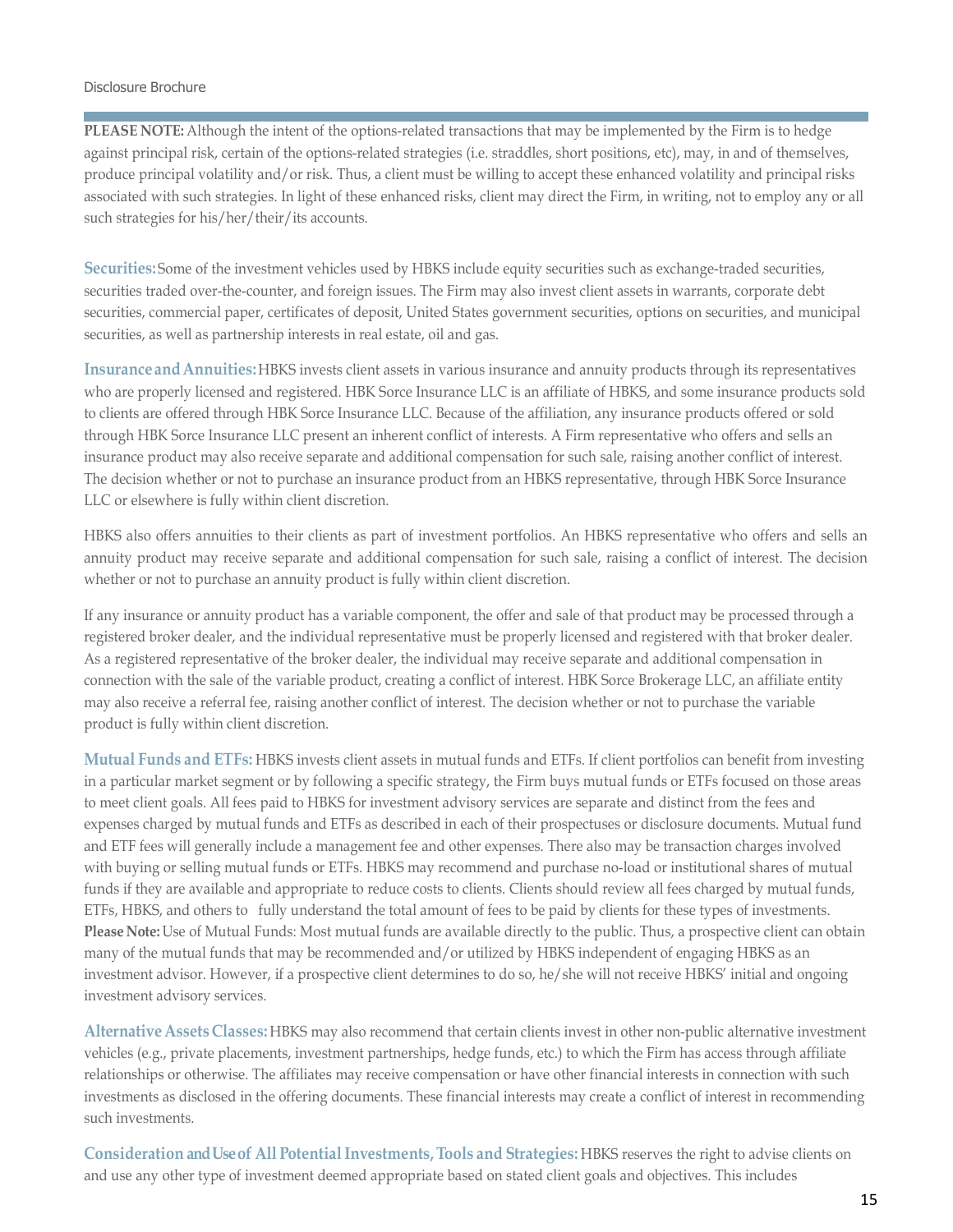**PLEASE NOTE:** Although the intent of the options-related transactions that may be implemented by the Firm is to hedge against principal risk, certain of the options-related strategies (i.e. straddles, short positions, etc), may, in and of themselves, produce principal volatility and/or risk. Thus, a client must be willing to accept these enhanced volatility and principal risks associated with such strategies. In light of these enhanced risks, client may direct the Firm, in writing, not to employ any or all such strategies for his/her/their/its accounts.

**Securities:** Some of the investment vehicles used by HBKS include equity securities such as exchange-traded securities, securities traded over-the-counter, and foreign issues. The Firm may also invest client assets in warrants, corporate debt securities, commercial paper, certificates of deposit, United States government securities, options on securities, and municipal securities, as well as partnership interests in real estate, oil and gas.

**Insurance and Annuities:** HBKS invests client assets in various insurance and annuity products through its representatives who are properly licensed and registered. HBK Sorce Insurance LLC is an affiliate of HBKS, and some insurance products sold to clients are offered through HBK Sorce Insurance LLC. Because of the affiliation, any insurance products offered or sold through HBK Sorce Insurance LLC present an inherent conflict of interests. A Firm representative who offers and sells an insurance product may also receive separate and additional compensation for such sale, raising another conflict of interest. The decision whether or not to purchase an insurance product from an HBKS representative, through HBK Sorce Insurance LLC or elsewhere is fully within client discretion.

HBKS also offers annuities to their clients as part of investment portfolios. An HBKS representative who offers and sells an annuity product may receive separate and additional compensation for such sale, raising a conflict of interest. The decision whether or not to purchase an annuity product is fully within client discretion.

If any insurance or annuity product has a variable component, the offer and sale of that product may be processed through a registered broker dealer, and the individual representative must be properly licensed and registered with that broker dealer. As a registered representative of the broker dealer, the individual may receive separate and additional compensation in connection with the sale of the variable product, creating a conflict of interest. HBK Sorce Brokerage LLC, an affiliate entity may also receive a referral fee, raising another conflict of interest. The decision whether or not to purchase the variable product is fully within client discretion.

**Mutual Funds and ETFs:** HBKS invests client assets in mutual funds and ETFs. If client portfolios can benefit from investing in a particular market segment or by following a specific strategy, the Firm buys mutual funds or ETFs focused on those areas to meet client goals. All fees paid to HBKS for investment advisory services are separate and distinct from the fees and expenses charged by mutual funds and ETFs as described in each of their prospectuses or disclosure documents. Mutual fund and ETF fees will generally include a management fee and other expenses. There also may be transaction charges involved with buying or selling mutual funds or ETFs. HBKS may recommend and purchase no-load or institutional shares of mutual funds if they are available and appropriate to reduce costs to clients. Clients should review all fees charged by mutual funds, ETFs, HBKS, and others to fully understand the total amount of fees to be paid by clients for these types of investments. **Please Note:** Use of Mutual Funds: Most mutual funds are available directly to the public. Thus, a prospective client can obtain many of the mutual funds that may be recommended and/or utilized by HBKS independent of engaging HBKS as an investment advisor. However, if a prospective client determines to do so, he/she will not receive HBKS' initial and ongoing investment advisory services.

**Alternative Assets Classes:** HBKS may also recommend that certain clients invest in other non-public alternative investment vehicles (e.g., private placements, investment partnerships, hedge funds, etc.) to which the Firm has access through affiliate relationships or otherwise. The affiliates may receive compensation or have other financial interests in connection with such investments as disclosed in the offering documents. These financial interests may create a conflict of interest in recommending such investments.

**Consideration and Use of All Potential Investments, Tools and Strategies:** HBKS reserves the right to advise clients on and use any other type of investment deemed appropriate based on stated client goals and objectives. This includes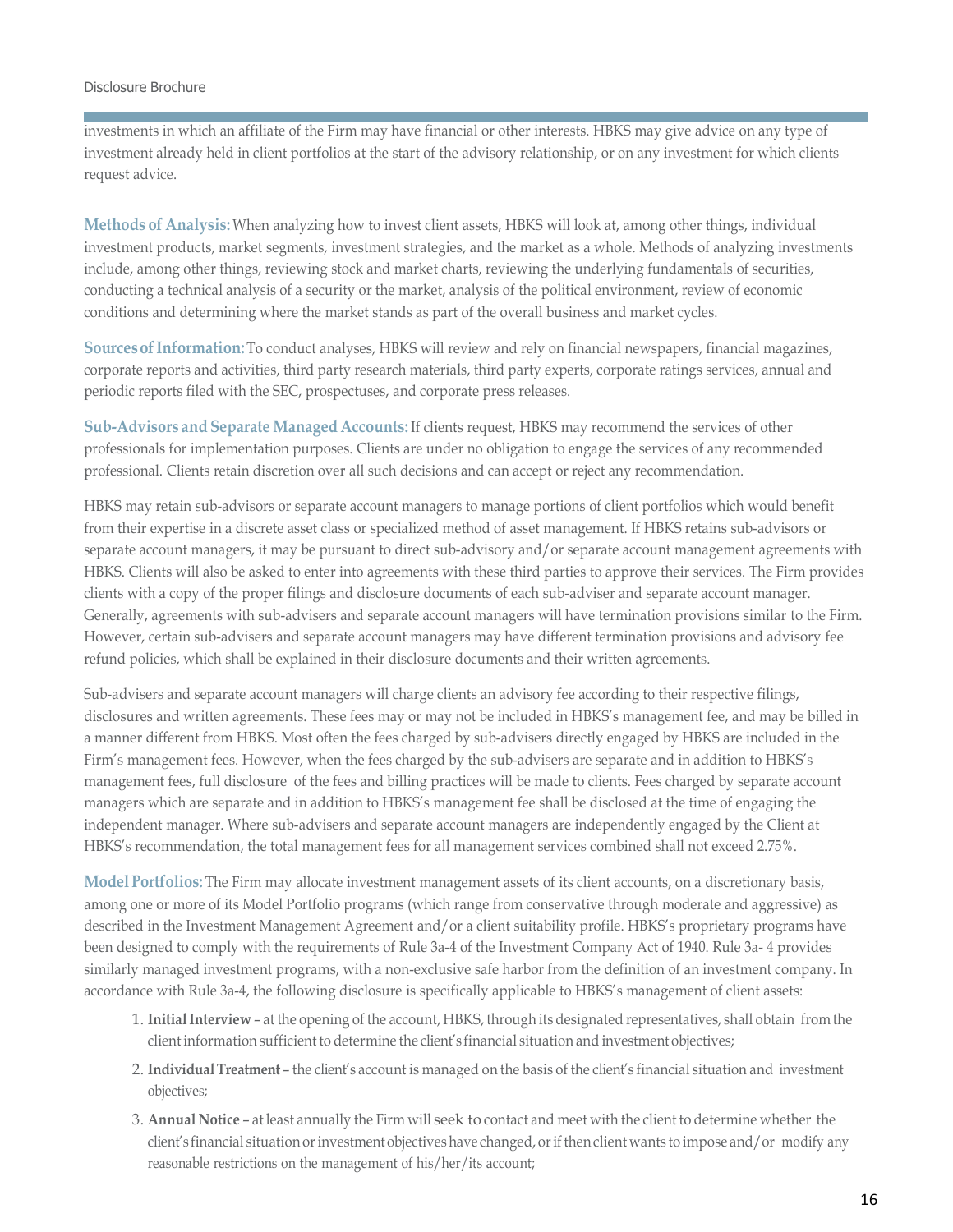investments in which an affiliate of the Firm may have financial or other interests. HBKS may give advice on any type of investment already held in client portfolios at the start of the advisory relationship, or on any investment for which clients request advice.

**Methods of Analysis:** When analyzing how to invest client assets, HBKS will look at, among other things, individual investment products, market segments, investment strategies, and the market as a whole. Methods of analyzing investments include, among other things, reviewing stock and market charts, reviewing the underlying fundamentals of securities, conducting a technical analysis of a security or the market, analysis of the political environment, review of economic conditions and determining where the market stands as part of the overall business and market cycles.

**Sources of Information:** To conduct analyses, HBKS will review and rely on financial newspapers, financial magazines, corporate reports and activities, third party research materials, third party experts, corporate ratings services, annual and periodic reports filed with the SEC, prospectuses, and corporate press releases.

**Sub-Advisors and Separate Managed Accounts:** If clients request, HBKS may recommend the services of other professionals for implementation purposes. Clients are under no obligation to engage the services of any recommended professional. Clients retain discretion over all such decisions and can accept or reject any recommendation.

HBKS may retain sub-advisors or separate account managers to manage portions of client portfolios which would benefit from their expertise in a discrete asset class or specialized method of asset management. If HBKS retains sub-advisors or separate account managers, it may be pursuant to direct sub-advisory and/or separate account management agreements with HBKS. Clients will also be asked to enter into agreements with these third parties to approve their services. The Firm provides clients with a copy of the proper filings and disclosure documents of each sub-adviser and separate account manager. Generally, agreements with sub-advisers and separate account managers will have termination provisions similar to the Firm. However, certain sub-advisers and separate account managers may have different termination provisions and advisory fee refund policies, which shall be explained in their disclosure documents and their written agreements.

Sub-advisers and separate account managers will charge clients an advisory fee according to their respective filings, disclosures and written agreements. These fees may or may not be included in HBKS's management fee, and may be billed in a manner different from HBKS. Most often the fees charged by sub-advisers directly engaged by HBKS are included in the Firm's management fees. However, when the fees charged by the sub-advisers are separate and in addition to HBKS's management fees, full disclosure of the fees and billing practices will be made to clients. Fees charged by separate account managers which are separate and in addition to HBKS's management fee shall be disclosed at the time of engaging the independent manager. Where sub-advisers and separate account managers are independently engaged by the Client at HBKS's recommendation, the total management fees for all management services combined shall not exceed 2.75%.

**Model Portfolios:** The Firm may allocate investment management assets of its client accounts, on a discretionary basis, among one or more of its Model Portfolio programs (which range from conservative through moderate and aggressive) as described in the Investment Management Agreement and/or a client suitability profile. HBKS's proprietary programs have been designed to comply with the requirements of Rule 3a-4 of the Investment Company Act of 1940. Rule 3a- 4 provides similarly managed investment programs, with a non-exclusive safe harbor from the definition of an investment company. In accordance with Rule 3a-4, the following disclosure is specifically applicable to HBKS's management of client assets:

1. **Initial Interview** – at the opening of the account, HBKS, through its designated representatives, shall obtain from the client information sufficient to determine the client's financial situation and investment objectives;
2. **Individual Treatment** – the client's account is managed on the basis of the client's financial situation and investment objectives;
3. **Annual Notice** – at least annually the Firm will seek to contact and meet with the client to determine whether the client's financial situation or investment objectives have changed, or if then client wants to impose and/or modify any reasonable restrictions on the management of his/her/its account;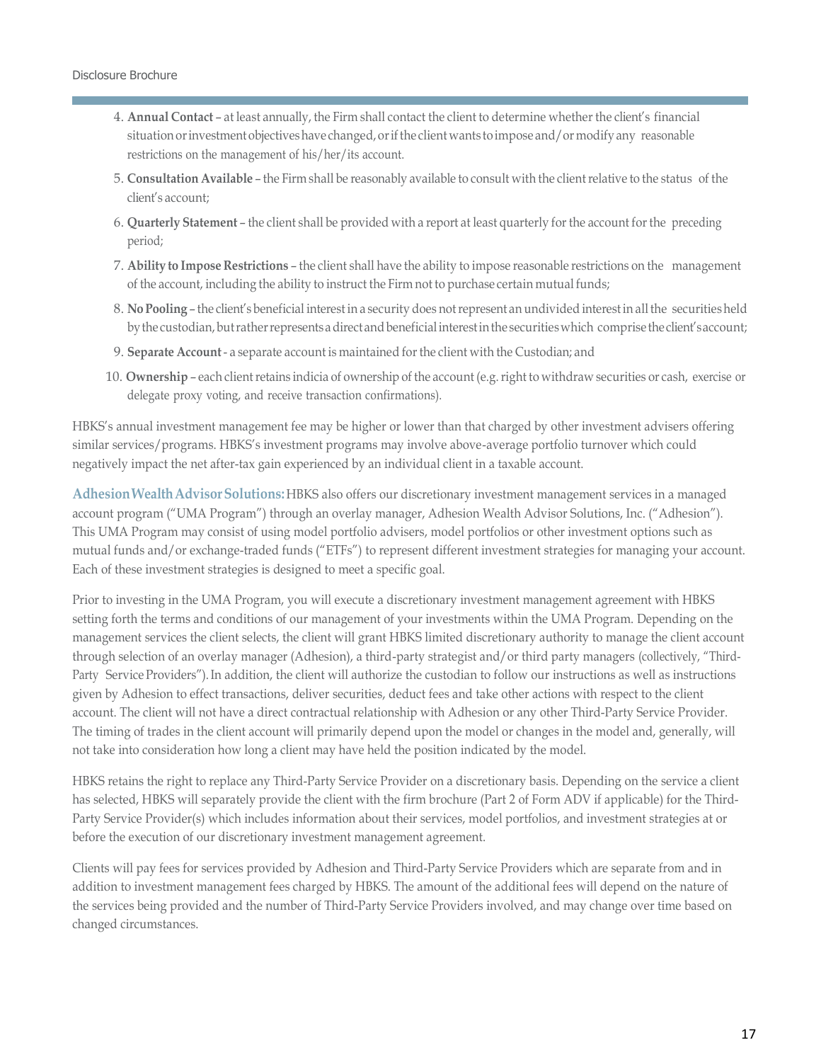4. **Annual Contact** – at least annually, the Firm shall contact the client to determine whether the client's financial situation or investment objectives have changed, or if the client wants to impose and/or modify any reasonable restrictions on the management of his/her/its account.
5. **Consultation Available** – the Firm shall be reasonably available to consult with the client relative to the status of the client's account;
6. **Quarterly Statement** – the client shall be provided with a report at least quarterly for the account for the preceding period;
7. **Ability to Impose Restrictions** – the client shall have the ability to impose reasonable restrictions on the management of the account, including the ability to instruct the Firm not to purchase certain mutual funds;
8. **No Pooling** – the client's beneficial interest in a security does not represent an undivided interest in all the securities held by the custodian, but rather represents a direct and beneficial interest in the securities which comprise the client's account;
9. **Separate Account** - a separate account is maintained for the client with the Custodian; and
10. **Ownership** – each client retains indicia of ownership of the account (e.g. right to withdraw securities or cash, exercise or delegate proxy voting, and receive transaction confirmations).

HBKS's annual investment management fee may be higher or lower than that charged by other investment advisers offering similar services/programs. HBKS's investment programs may involve above-average portfolio turnover which could negatively impact the net after-tax gain experienced by an individual client in a taxable account.

**Adhesion Wealth Advisor Solutions:** HBKS also offers our discretionary investment management services in a managed account program ("UMA Program") through an overlay manager, Adhesion Wealth Advisor Solutions, Inc. ("Adhesion"). This UMA Program may consist of using model portfolio advisers, model portfolios or other investment options such as mutual funds and/or exchange-traded funds ("ETFs") to represent different investment strategies for managing your account. Each of these investment strategies is designed to meet a specific goal.

Prior to investing in the UMA Program, you will execute a discretionary investment management agreement with HBKS setting forth the terms and conditions of our management of your investments within the UMA Program. Depending on the management services the client selects, the client will grant HBKS limited discretionary authority to manage the client account through selection of an overlay manager (Adhesion), a third-party strategist and/or third party managers (collectively, "Third-Party Service Providers"). In addition, the client will authorize the custodian to follow our instructions as well as instructions given by Adhesion to effect transactions, deliver securities, deduct fees and take other actions with respect to the client account. The client will not have a direct contractual relationship with Adhesion or any other Third-Party Service Provider. The timing of trades in the client account will primarily depend upon the model or changes in the model and, generally, will not take into consideration how long a client may have held the position indicated by the model.

HBKS retains the right to replace any Third-Party Service Provider on a discretionary basis. Depending on the service a client has selected, HBKS will separately provide the client with the firm brochure (Part 2 of Form ADV if applicable) for the Third-Party Service Provider(s) which includes information about their services, model portfolios, and investment strategies at or before the execution of our discretionary investment management agreement.

Clients will pay fees for services provided by Adhesion and Third-Party Service Providers which are separate from and in addition to investment management fees charged by HBKS. The amount of the additional fees will depend on the nature of the services being provided and the number of Third-Party Service Providers involved, and may change over time based on changed circumstances.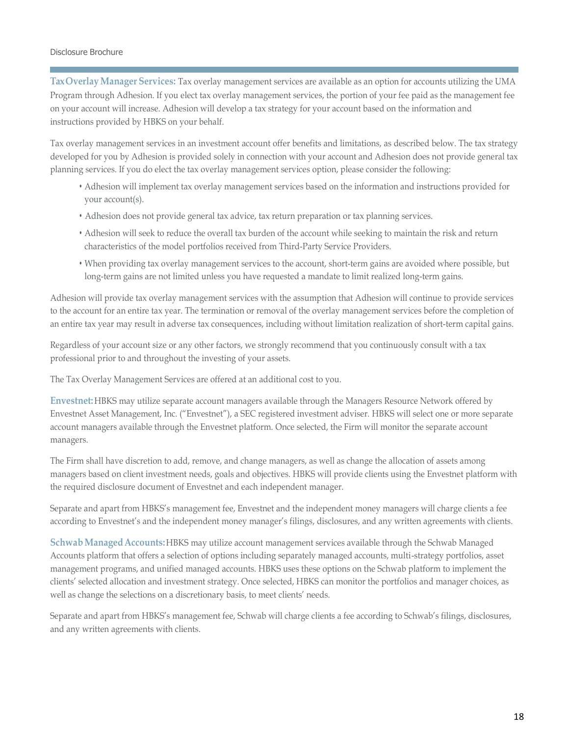**Tax Overlay Manager Services:** Tax overlay management services are available as an option for accounts utilizing the UMA Program through Adhesion. If you elect tax overlay management services, the portion of your fee paid as the management fee on your account will increase. Adhesion will develop a tax strategy for your account based on the information and instructions provided by HBKS on your behalf.

Tax overlay management services in an investment account offer benefits and limitations, as described below. The tax strategy developed for you by Adhesion is provided solely in connection with your account and Adhesion does not provide general tax planning services. If you do elect the tax overlay management services option, please consider the following:

- Adhesion will implement tax overlay management services based on the information and instructions provided for your account(s).
- Adhesion does not provide general tax advice, tax return preparation or tax planning services.
- Adhesion will seek to reduce the overall tax burden of the account while seeking to maintain the risk and return characteristics of the model portfolios received from Third-Party Service Providers.
- When providing tax overlay management services to the account, short-term gains are avoided where possible, but long-term gains are not limited unless you have requested a mandate to limit realized long-term gains.

Adhesion will provide tax overlay management services with the assumption that Adhesion will continue to provide services to the account for an entire tax year. The termination or removal of the overlay management services before the completion of an entire tax year may result in adverse tax consequences, including without limitation realization of short-term capital gains.

Regardless of your account size or any other factors, we strongly recommend that you continuously consult with a tax professional prior to and throughout the investing of your assets.

The Tax Overlay Management Services are offered at an additional cost to you.

**Envestnet:** HBKS may utilize separate account managers available through the Managers Resource Network offered by Envestnet Asset Management, Inc. ("Envestnet"), a SEC registered investment adviser. HBKS will select one or more separate account managers available through the Envestnet platform. Once selected, the Firm will monitor the separate account managers.

The Firm shall have discretion to add, remove, and change managers, as well as change the allocation of assets among managers based on client investment needs, goals and objectives. HBKS will provide clients using the Envestnet platform with the required disclosure document of Envestnet and each independent manager.

Separate and apart from HBKS's management fee, Envestnet and the independent money managers will charge clients a fee according to Envestnet's and the independent money manager's filings, disclosures, and any written agreements with clients.

**Schwab Managed Accounts:** HBKS may utilize account management services available through the Schwab Managed Accounts platform that offers a selection of options including separately managed accounts, multi-strategy portfolios, asset management programs, and unified managed accounts. HBKS uses these options on the Schwab platform to implement the clients' selected allocation and investment strategy. Once selected, HBKS can monitor the portfolios and manager choices, as well as change the selections on a discretionary basis, to meet clients' needs.

Separate and apart from HBKS's management fee, Schwab will charge clients a fee according to Schwab's filings, disclosures, and any written agreements with clients.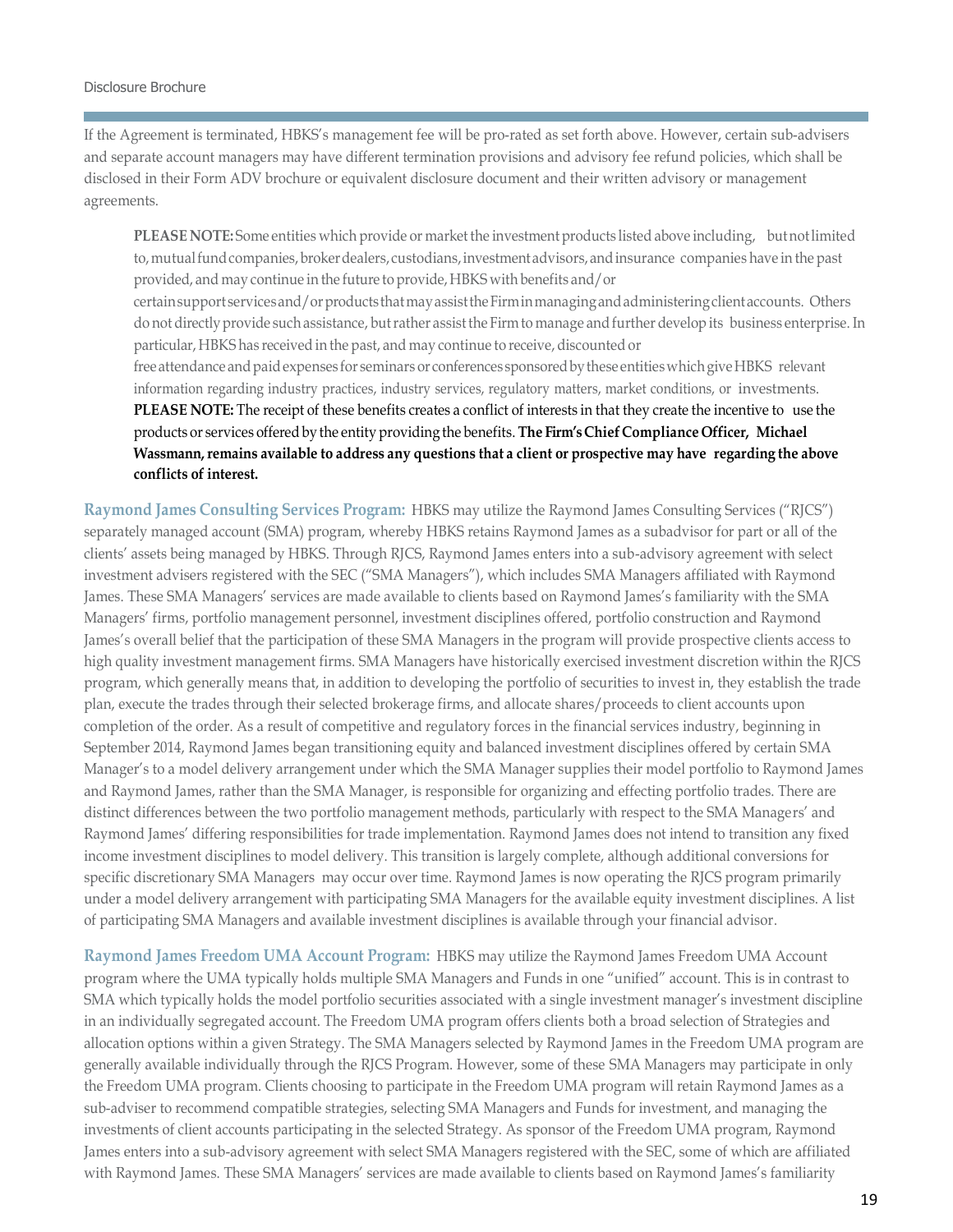If the Agreement is terminated, HBKS's management fee will be pro-rated as set forth above. However, certain sub-advisers and separate account managers may have different termination provisions and advisory fee refund policies, which shall be disclosed in their Form ADV brochure or equivalent disclosure document and their written advisory or management agreements.

> **PLEASE NOTE:** Some entities which provide or market the investment products listed above including, but not limited to, mutual fund companies, broker dealers, custodians, investment advisors, and insurance companies have in the past provided, and may continue in the future to provide, HBKS with benefits and/or certain support services and/or products that may assist the Firm in managing and administering client accounts. Others do not directly provide such assistance, but rather assist the Firm to manage and further develop its business enterprise. In particular, HBKS has received in the past, and may continue to receive, discounted or free attendance and paid expenses for seminars or conferences sponsored by these entities which give HBKS relevant information regarding industry practices, industry services, regulatory matters, market conditions, or investments. **PLEASE NOTE:** The receipt of these benefits creates a conflict of interests in that they create the incentive to use the products or services offered by the entity providing the benefits. **The Firm's Chief Compliance Officer, Michael Wassmann, remains available to address any questions that a client or prospective may have regarding the above conflicts of interest.**

**Raymond James Consulting Services Program:** HBKS may utilize the Raymond James Consulting Services ("RJCS") separately managed account (SMA) program, whereby HBKS retains Raymond James as a subadvisor for part or all of the clients' assets being managed by HBKS. Through RJCS, Raymond James enters into a sub-advisory agreement with select investment advisers registered with the SEC ("SMA Managers"), which includes SMA Managers affiliated with Raymond James. These SMA Managers' services are made available to clients based on Raymond James's familiarity with the SMA Managers' firms, portfolio management personnel, investment disciplines offered, portfolio construction and Raymond James's overall belief that the participation of these SMA Managers in the program will provide prospective clients access to high quality investment management firms. SMA Managers have historically exercised investment discretion within the RJCS program, which generally means that, in addition to developing the portfolio of securities to invest in, they establish the trade plan, execute the trades through their selected brokerage firms, and allocate shares/proceeds to client accounts upon completion of the order. As a result of competitive and regulatory forces in the financial services industry, beginning in September 2014, Raymond James began transitioning equity and balanced investment disciplines offered by certain SMA Manager's to a model delivery arrangement under which the SMA Manager supplies their model portfolio to Raymond James and Raymond James, rather than the SMA Manager, is responsible for organizing and effecting portfolio trades. There are distinct differences between the two portfolio management methods, particularly with respect to the SMA Managers' and Raymond James' differing responsibilities for trade implementation. Raymond James does not intend to transition any fixed income investment disciplines to model delivery. This transition is largely complete, although additional conversions for specific discretionary SMA Managers may occur over time. Raymond James is now operating the RJCS program primarily under a model delivery arrangement with participating SMA Managers for the available equity investment disciplines. A list of participating SMA Managers and available investment disciplines is available through your financial advisor.

**Raymond James Freedom UMA Account Program:** HBKS may utilize the Raymond James Freedom UMA Account program where the UMA typically holds multiple SMA Managers and Funds in one "unified" account. This is in contrast to SMA which typically holds the model portfolio securities associated with a single investment manager's investment discipline in an individually segregated account. The Freedom UMA program offers clients both a broad selection of Strategies and allocation options within a given Strategy. The SMA Managers selected by Raymond James in the Freedom UMA program are generally available individually through the RJCS Program. However, some of these SMA Managers may participate in only the Freedom UMA program. Clients choosing to participate in the Freedom UMA program will retain Raymond James as a sub-adviser to recommend compatible strategies, selecting SMA Managers and Funds for investment, and managing the investments of client accounts participating in the selected Strategy. As sponsor of the Freedom UMA program, Raymond James enters into a sub-advisory agreement with select SMA Managers registered with the SEC, some of which are affiliated with Raymond James. These SMA Managers' services are made available to clients based on Raymond James's familiarity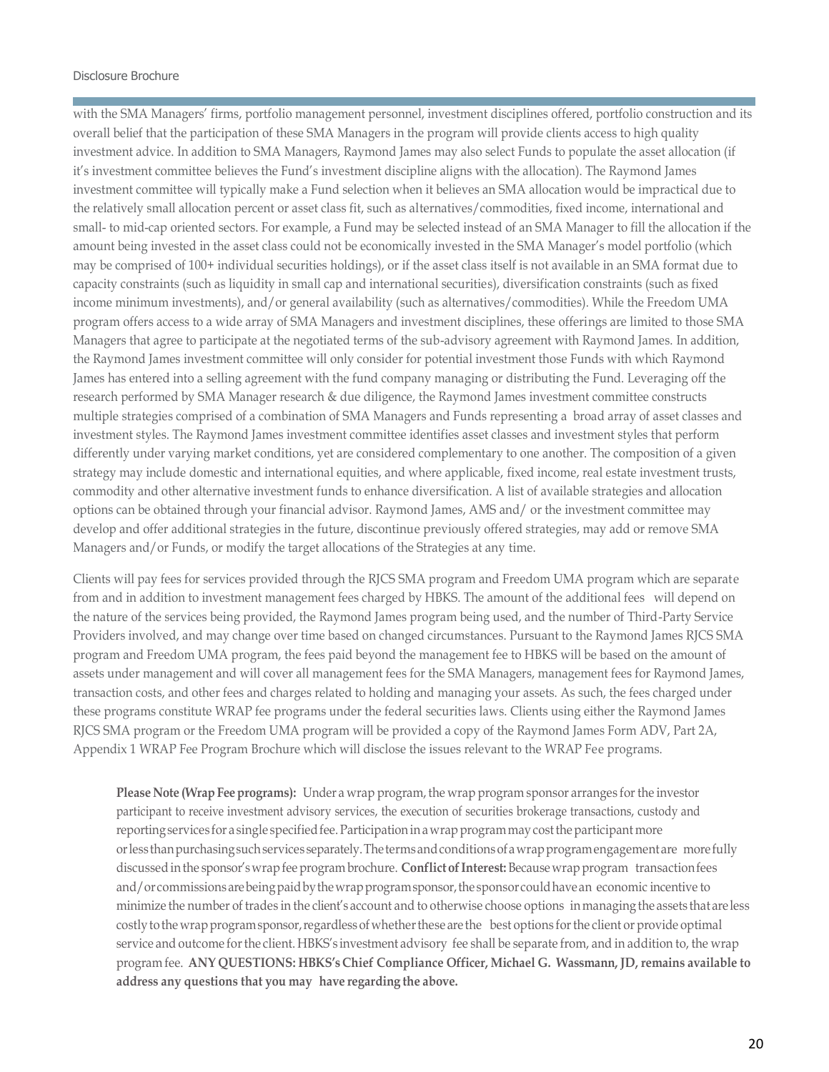with the SMA Managers' firms, portfolio management personnel, investment disciplines offered, portfolio construction and its overall belief that the participation of these SMA Managers in the program will provide clients access to high quality investment advice. In addition to SMA Managers, Raymond James may also select Funds to populate the asset allocation (if it's investment committee believes the Fund's investment discipline aligns with the allocation). The Raymond James investment committee will typically make a Fund selection when it believes an SMA allocation would be impractical due to the relatively small allocation percent or asset class fit, such as alternatives/commodities, fixed income, international and small- to mid-cap oriented sectors. For example, a Fund may be selected instead of an SMA Manager to fill the allocation if the amount being invested in the asset class could not be economically invested in the SMA Manager's model portfolio (which may be comprised of 100+ individual securities holdings), or if the asset class itself is not available in an SMA format due to capacity constraints (such as liquidity in small cap and international securities), diversification constraints (such as fixed income minimum investments), and/or general availability (such as alternatives/commodities). While the Freedom UMA program offers access to a wide array of SMA Managers and investment disciplines, these offerings are limited to those SMA Managers that agree to participate at the negotiated terms of the sub-advisory agreement with Raymond James. In addition, the Raymond James investment committee will only consider for potential investment those Funds with which Raymond James has entered into a selling agreement with the fund company managing or distributing the Fund. Leveraging off the research performed by SMA Manager research & due diligence, the Raymond James investment committee constructs multiple strategies comprised of a combination of SMA Managers and Funds representing a broad array of asset classes and investment styles. The Raymond James investment committee identifies asset classes and investment styles that perform differently under varying market conditions, yet are considered complementary to one another. The composition of a given strategy may include domestic and international equities, and where applicable, fixed income, real estate investment trusts, commodity and other alternative investment funds to enhance diversification. A list of available strategies and allocation options can be obtained through your financial advisor. Raymond James, AMS and/ or the investment committee may develop and offer additional strategies in the future, discontinue previously offered strategies, may add or remove SMA Managers and/or Funds, or modify the target allocations of the Strategies at any time.

Clients will pay fees for services provided through the RJCS SMA program and Freedom UMA program which are separate from and in addition to investment management fees charged by HBKS. The amount of the additional fees will depend on the nature of the services being provided, the Raymond James program being used, and the number of Third-Party Service Providers involved, and may change over time based on changed circumstances. Pursuant to the Raymond James RJCS SMA program and Freedom UMA program, the fees paid beyond the management fee to HBKS will be based on the amount of assets under management and will cover all management fees for the SMA Managers, management fees for Raymond James, transaction costs, and other fees and charges related to holding and managing your assets. As such, the fees charged under these programs constitute WRAP fee programs under the federal securities laws. Clients using either the Raymond James RJCS SMA program or the Freedom UMA program will be provided a copy of the Raymond James Form ADV, Part 2A, Appendix 1 WRAP Fee Program Brochure which will disclose the issues relevant to the WRAP Fee programs.

> **Please Note (Wrap Fee programs):** Under a wrap program, the wrap program sponsor arranges for the investor participant to receive investment advisory services, the execution of securities brokerage transactions, custody and reporting services for a single specified fee. Participation in a wrap program may cost the participant more or less than purchasing such services separately. The terms and conditions of a wrap program engagement are more fully discussed in the sponsor's wrap fee program brochure. **Conflict of Interest:** Because wrap program transaction fees and/or commissions are being paid by the wrap program sponsor, the sponsor could have an economic incentive to minimize the number of trades in the client's account and to otherwise choose options in managing the assets that are less costly to the wrap program sponsor, regardless of whether these are the best options for the client or provide optimal service and outcome for the client. HBKS's investment advisory fee shall be separate from, and in addition to, the wrap program fee. **ANY QUESTIONS: HBKS's Chief Compliance Officer, Michael G. Wassmann, JD, remains available to address any questions that you may have regarding the above.**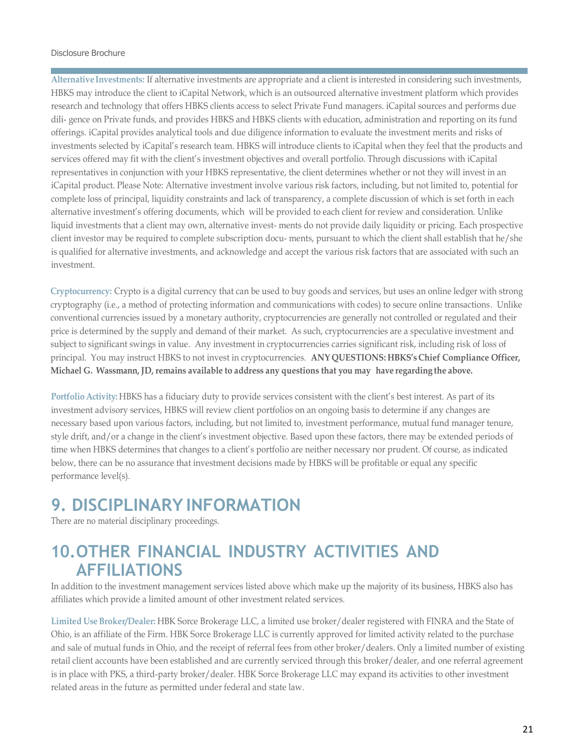**Alternative Investments:** If alternative investments are appropriate and a client is interested in considering such investments, HBKS may introduce the client to iCapital Network, which is an outsourced alternative investment platform which provides research and technology that offers HBKS clients access to select Private Fund managers. iCapital sources and performs due dili- gence on Private funds, and provides HBKS and HBKS clients with education, administration and reporting on its fund offerings. iCapital provides analytical tools and due diligence information to evaluate the investment merits and risks of investments selected by iCapital's research team. HBKS will introduce clients to iCapital when they feel that the products and services offered may fit with the client's investment objectives and overall portfolio. Through discussions with iCapital representatives in conjunction with your HBKS representative, the client determines whether or not they will invest in an iCapital product. Please Note: Alternative investment involve various risk factors, including, but not limited to, potential for complete loss of principal, liquidity constraints and lack of transparency, a complete discussion of which is set forth in each alternative investment's offering documents, which will be provided to each client for review and consideration. Unlike liquid investments that a client may own, alternative invest- ments do not provide daily liquidity or pricing. Each prospective client investor may be required to complete subscription docu- ments, pursuant to which the client shall establish that he/she is qualified for alternative investments, and acknowledge and accept the various risk factors that are associated with such an investment.

**Cryptocurrency:** Crypto is a digital currency that can be used to buy goods and services, but uses an online ledger with strong cryptography (i.e., a method of protecting information and communications with codes) to secure online transactions. Unlike conventional currencies issued by a monetary authority, cryptocurrencies are generally not controlled or regulated and their price is determined by the supply and demand of their market. As such, cryptocurrencies are a speculative investment and subject to significant swings in value. Any investment in cryptocurrencies carries significant risk, including risk of loss of principal. You may instruct HBKS to not invest in cryptocurrencies. **ANY QUESTIONS: HBKS's Chief Compliance Officer, Michael G. Wassmann, JD, remains available to address any questions that you may have regarding the above.**

**Portfolio Activity:** HBKS has a fiduciary duty to provide services consistent with the client's best interest. As part of its investment advisory services, HBKS will review client portfolios on an ongoing basis to determine if any changes are necessary based upon various factors, including, but not limited to, investment performance, mutual fund manager tenure, style drift, and/or a change in the client's investment objective. Based upon these factors, there may be extended periods of time when HBKS determines that changes to a client's portfolio are neither necessary nor prudent. Of course, as indicated below, there can be no assurance that investment decisions made by HBKS will be profitable or equal any specific performance level(s).

# 9. DISCIPLINARY INFORMATION

There are no material disciplinary proceedings.

# 10. OTHER FINANCIAL INDUSTRY ACTIVITIES AND AFFILIATIONS

In addition to the investment management services listed above which make up the majority of its business, HBKS also has affiliates which provide a limited amount of other investment related services.

**Limited Use Broker/Dealer:** HBK Sorce Brokerage LLC, a limited use broker/dealer registered with FINRA and the State of Ohio, is an affiliate of the Firm. HBK Sorce Brokerage LLC is currently approved for limited activity related to the purchase and sale of mutual funds in Ohio, and the receipt of referral fees from other broker/dealers. Only a limited number of existing retail client accounts have been established and are currently serviced through this broker/dealer, and one referral agreement is in place with PKS, a third-party broker/dealer. HBK Sorce Brokerage LLC may expand its activities to other investment related areas in the future as permitted under federal and state law.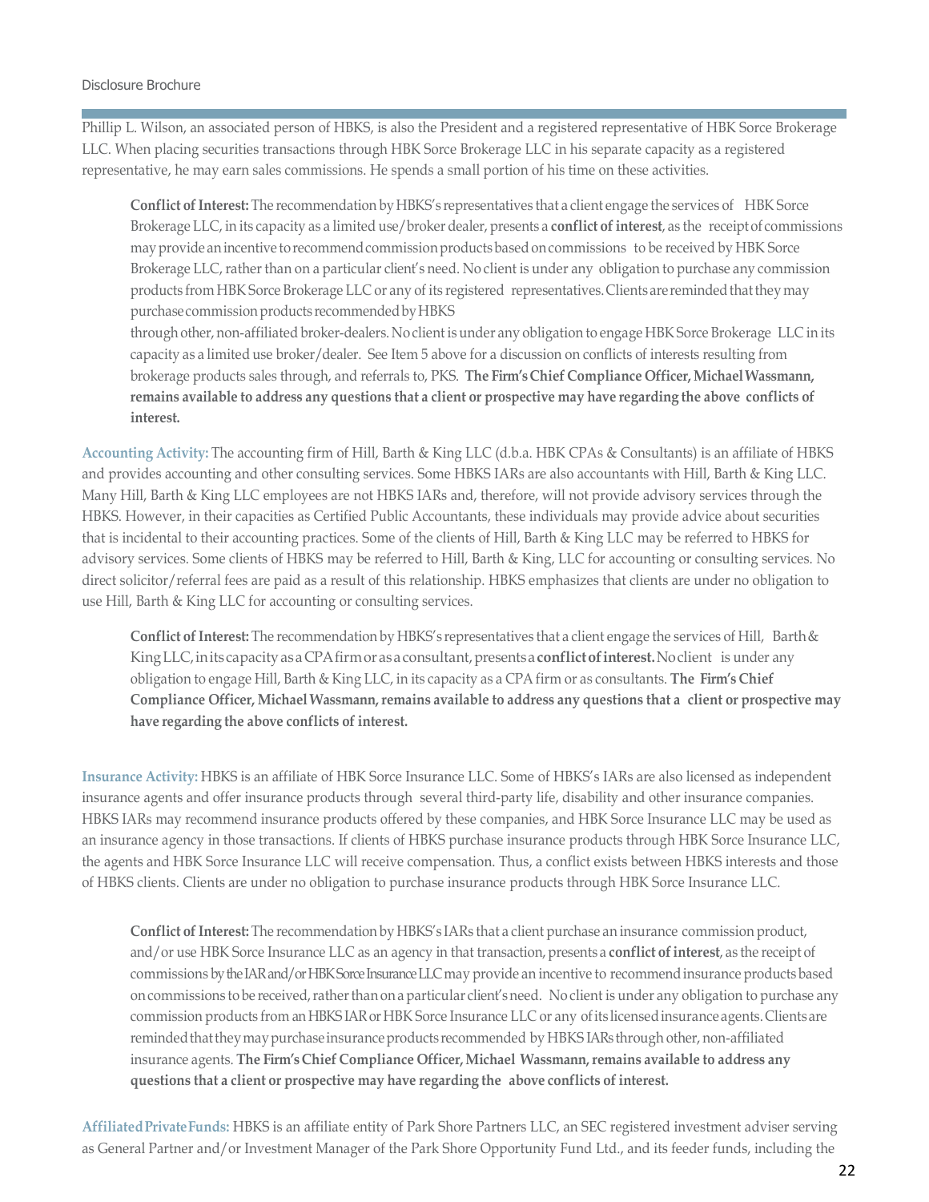Phillip L. Wilson, an associated person of HBKS, is also the President and a registered representative of HBK Sorce Brokerage LLC. When placing securities transactions through HBK Sorce Brokerage LLC in his separate capacity as a registered representative, he may earn sales commissions. He spends a small portion of his time on these activities.

> **Conflict of Interest:** The recommendation by HBKS's representatives that a client engage the services of HBK Sorce Brokerage LLC, in its capacity as a limited use/broker dealer, presents a **conflict of interest**, as the receipt of commissions may provide an incentive to recommend commission products based on commissions to be received by HBK Sorce Brokerage LLC, rather than on a particular client's need. No client is under any obligation to purchase any commission products from HBK Sorce Brokerage LLC or any of its registered representatives. Clients are reminded that they may purchase commission products recommended by HBKS
> through other, non-affiliated broker-dealers. No client is under any obligation to engage HBK Sorce Brokerage LLC in its capacity as a limited use broker/dealer. See Item 5 above for a discussion on conflicts of interests resulting from brokerage products sales through, and referrals to, PKS. **The Firm's Chief Compliance Officer, Michael Wassmann, remains available to address any questions that a client or prospective may have regarding the above conflicts of interest.**

**Accounting Activity:** The accounting firm of Hill, Barth & King LLC (d.b.a. HBK CPAs & Consultants) is an affiliate of HBKS and provides accounting and other consulting services. Some HBKS IARs are also accountants with Hill, Barth & King LLC. Many Hill, Barth & King LLC employees are not HBKS IARs and, therefore, will not provide advisory services through the HBKS. However, in their capacities as Certified Public Accountants, these individuals may provide advice about securities that is incidental to their accounting practices. Some of the clients of Hill, Barth & King LLC may be referred to HBKS for advisory services. Some clients of HBKS may be referred to Hill, Barth & King, LLC for accounting or consulting services. No direct solicitor/referral fees are paid as a result of this relationship. HBKS emphasizes that clients are under no obligation to use Hill, Barth & King LLC for accounting or consulting services.

> **Conflict of Interest:** The recommendation by HBKS's representatives that a client engage the services of Hill, Barth & King LLC, in its capacity as a CPA firm or as a consultant, presents a **conflict of interest.** No client is under any obligation to engage Hill, Barth & King LLC, in its capacity as a CPA firm or as consultants. **The Firm's Chief Compliance Officer, Michael Wassmann, remains available to address any questions that a client or prospective may have regarding the above conflicts of interest.**

**Insurance Activity:** HBKS is an affiliate of HBK Sorce Insurance LLC. Some of HBKS's IARs are also licensed as independent insurance agents and offer insurance products through several third-party life, disability and other insurance companies. HBKS IARs may recommend insurance products offered by these companies, and HBK Sorce Insurance LLC may be used as an insurance agency in those transactions. If clients of HBKS purchase insurance products through HBK Sorce Insurance LLC, the agents and HBK Sorce Insurance LLC will receive compensation. Thus, a conflict exists between HBKS interests and those of HBKS clients. Clients are under no obligation to purchase insurance products through HBK Sorce Insurance LLC.

> **Conflict of Interest:** The recommendation by HBKS's IARs that a client purchase an insurance commission product, and/or use HBK Sorce Insurance LLC as an agency in that transaction, presents a **conflict of interest**, as the receipt of commissions by the IAR and/or HBK Sorce Insurance LLC may provide an incentive to recommend insurance products based on commissions to be received, rather than on a particular client's need. No client is under any obligation to purchase any commission products from an HBKS IAR or HBK Sorce Insurance LLC or any of its licensed insurance agents. Clients are reminded that they may purchase insurance products recommended by HBKS IARs through other, non-affiliated insurance agents. **The Firm's Chief Compliance Officer, Michael Wassmann, remains available to address any questions that a client or prospective may have regarding the above conflicts of interest.**

**Affiliated Private Funds:** HBKS is an affiliate entity of Park Shore Partners LLC, an SEC registered investment adviser serving as General Partner and/or Investment Manager of the Park Shore Opportunity Fund Ltd., and its feeder funds, including the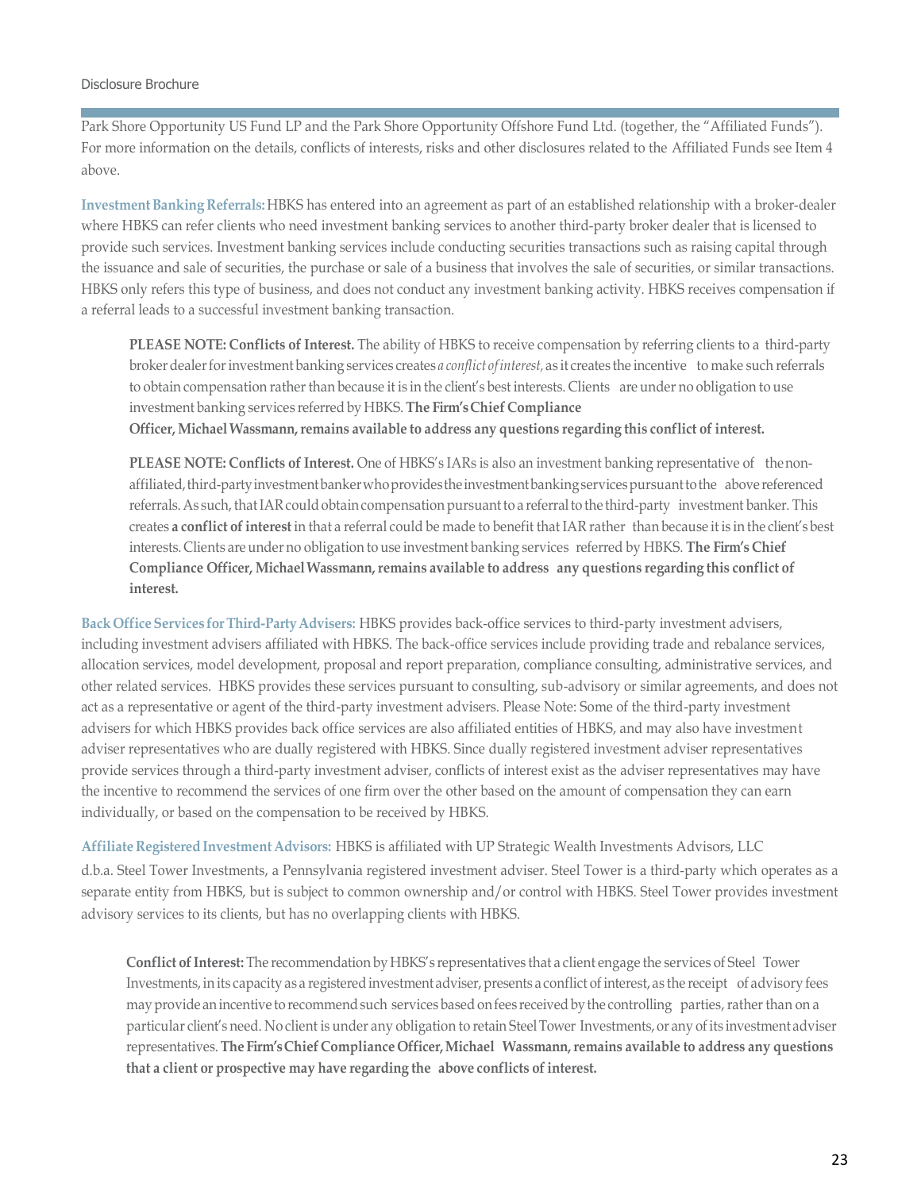Park Shore Opportunity US Fund LP and the Park Shore Opportunity Offshore Fund Ltd. (together, the "Affiliated Funds"). For more information on the details, conflicts of interests, risks and other disclosures related to the Affiliated Funds see Item 4 above.

**Investment Banking Referrals:** HBKS has entered into an agreement as part of an established relationship with a broker-dealer where HBKS can refer clients who need investment banking services to another third-party broker dealer that is licensed to provide such services. Investment banking services include conducting securities transactions such as raising capital through the issuance and sale of securities, the purchase or sale of a business that involves the sale of securities, or similar transactions. HBKS only refers this type of business, and does not conduct any investment banking activity. HBKS receives compensation if a referral leads to a successful investment banking transaction.

> **PLEASE NOTE: Conflicts of Interest.** The ability of HBKS to receive compensation by referring clients to a third-party broker dealer for investment banking services creates *a conflict of interest,* as it creates the incentive to make such referrals to obtain compensation rather than because it is in the client's best interests. Clients are under no obligation to use investment banking services referred by HBKS. **The Firm's Chief Compliance Officer, Michael Wassmann, remains available to address any questions regarding this conflict of interest.**
>
> **PLEASE NOTE: Conflicts of Interest.** One of HBKS's IARs is also an investment banking representative of the non-affiliated, third-party investment banker who provides the investment banking services pursuant to the above referenced referrals. As such, that IAR could obtain compensation pursuant to a referral to the third-party investment banker. This creates **a conflict of interest** in that a referral could be made to benefit that IAR rather than because it is in the client's best interests. Clients are under no obligation to use investment banking services referred by HBKS. **The Firm's Chief Compliance Officer, Michael Wassmann, remains available to address any questions regarding this conflict of interest.**

**Back Office Services for Third-Party Advisers:** HBKS provides back-office services to third-party investment advisers, including investment advisers affiliated with HBKS. The back-office services include providing trade and rebalance services, allocation services, model development, proposal and report preparation, compliance consulting, administrative services, and other related services. HBKS provides these services pursuant to consulting, sub-advisory or similar agreements, and does not act as a representative or agent of the third-party investment advisers. Please Note: Some of the third-party investment advisers for which HBKS provides back office services are also affiliated entities of HBKS, and may also have investment adviser representatives who are dually registered with HBKS. Since dually registered investment adviser representatives provide services through a third-party investment adviser, conflicts of interest exist as the adviser representatives may have the incentive to recommend the services of one firm over the other based on the amount of compensation they can earn individually, or based on the compensation to be received by HBKS.

**Affiliate Registered Investment Advisors:** HBKS is affiliated with UP Strategic Wealth Investments Advisors, LLC d.b.a. Steel Tower Investments, a Pennsylvania registered investment adviser. Steel Tower is a third-party which operates as a separate entity from HBKS, but is subject to common ownership and/or control with HBKS. Steel Tower provides investment advisory services to its clients, but has no overlapping clients with HBKS.

> **Conflict of Interest:** The recommendation by HBKS's representatives that a client engage the services of Steel Tower Investments, in its capacity as a registered investment adviser, presents a conflict of interest, as the receipt of advisory fees may provide an incentive to recommend such services based on fees received by the controlling parties, rather than on a particular client's need. No client is under any obligation to retain Steel Tower Investments, or any of its investment adviser representatives. **The Firm's Chief Compliance Officer, Michael Wassmann, remains available to address any questions that a client or prospective may have regarding the above conflicts of interest.**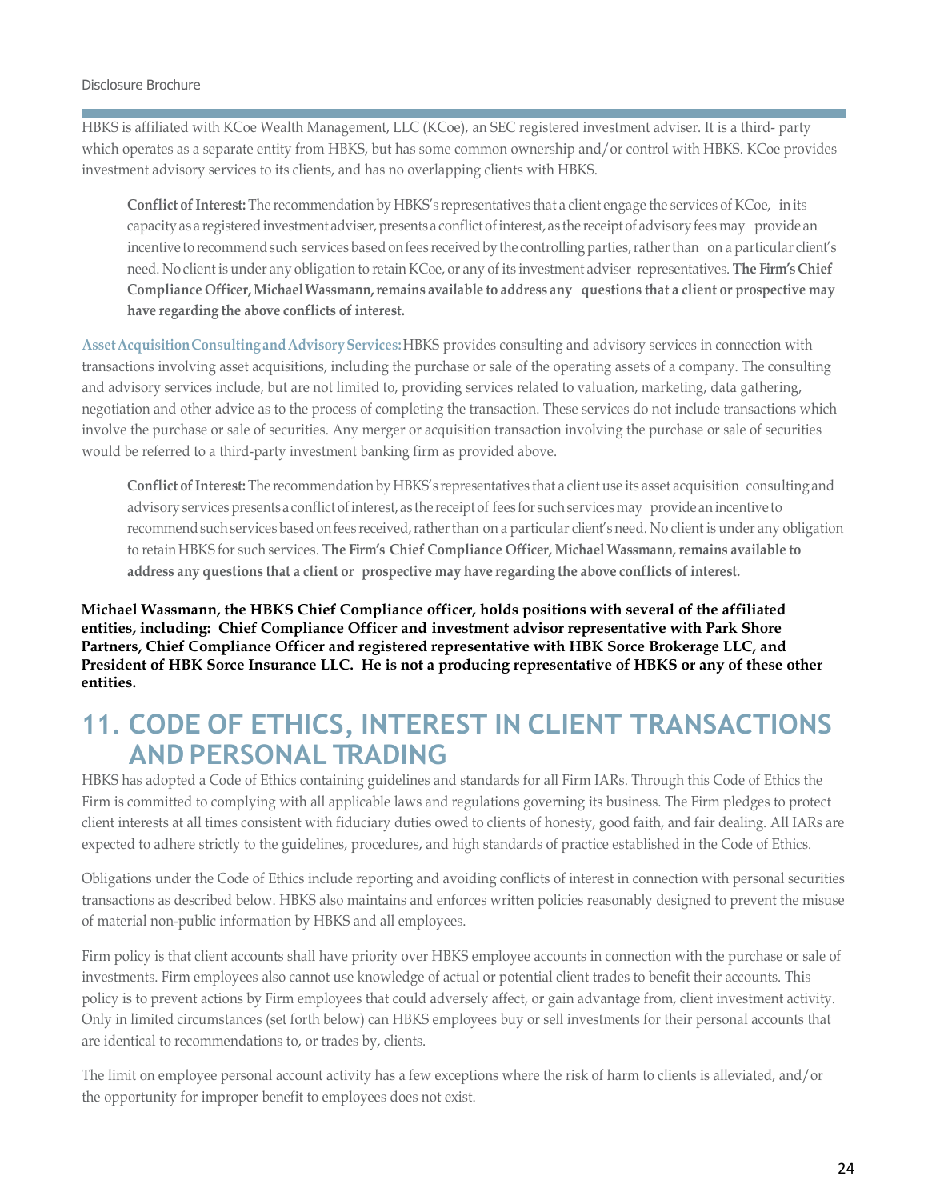HBKS is affiliated with KCoe Wealth Management, LLC (KCoe), an SEC registered investment adviser. It is a third- party which operates as a separate entity from HBKS, but has some common ownership and/or control with HBKS. KCoe provides investment advisory services to its clients, and has no overlapping clients with HBKS.

> **Conflict of Interest:** The recommendation by HBKS's representatives that a client engage the services of KCoe, in its capacity as a registered investment adviser, presents a conflict of interest, as the receipt of advisory fees may provide an incentive to recommend such services based on fees received by the controlling parties, rather than on a particular client's need. No client is under any obligation to retain KCoe, or any of its investment adviser representatives. **The Firm's Chief Compliance Officer, Michael Wassmann, remains available to address any questions that a client or prospective may have regarding the above conflicts of interest.**

**Asset Acquisition Consulting and Advisory Services:** HBKS provides consulting and advisory services in connection with transactions involving asset acquisitions, including the purchase or sale of the operating assets of a company. The consulting and advisory services include, but are not limited to, providing services related to valuation, marketing, data gathering, negotiation and other advice as to the process of completing the transaction. These services do not include transactions which involve the purchase or sale of securities. Any merger or acquisition transaction involving the purchase or sale of securities would be referred to a third-party investment banking firm as provided above.

> **Conflict of Interest:** The recommendation by HBKS's representatives that a client use its asset acquisition consulting and advisory services presents a conflict of interest, as the receipt of fees for such services may provide an incentive to recommend such services based on fees received, rather than on a particular client's need. No client is under any obligation to retain HBKS for such services. **The Firm's Chief Compliance Officer, Michael Wassmann, remains available to address any questions that a client or prospective may have regarding the above conflicts of interest.**

**Michael Wassmann, the HBKS Chief Compliance officer, holds positions with several of the affiliated entities, including: Chief Compliance Officer and investment advisor representative with Park Shore Partners, Chief Compliance Officer and registered representative with HBK Sorce Brokerage LLC, and President of HBK Sorce Insurance LLC. He is not a producing representative of HBKS or any of these other entities.**

# 11. CODE OF ETHICS, INTEREST IN CLIENT TRANSACTIONS AND PERSONAL TRADING

HBKS has adopted a Code of Ethics containing guidelines and standards for all Firm IARs. Through this Code of Ethics the Firm is committed to complying with all applicable laws and regulations governing its business. The Firm pledges to protect client interests at all times consistent with fiduciary duties owed to clients of honesty, good faith, and fair dealing. All IARs are expected to adhere strictly to the guidelines, procedures, and high standards of practice established in the Code of Ethics.

Obligations under the Code of Ethics include reporting and avoiding conflicts of interest in connection with personal securities transactions as described below. HBKS also maintains and enforces written policies reasonably designed to prevent the misuse of material non-public information by HBKS and all employees.

Firm policy is that client accounts shall have priority over HBKS employee accounts in connection with the purchase or sale of investments. Firm employees also cannot use knowledge of actual or potential client trades to benefit their accounts. This policy is to prevent actions by Firm employees that could adversely affect, or gain advantage from, client investment activity. Only in limited circumstances (set forth below) can HBKS employees buy or sell investments for their personal accounts that are identical to recommendations to, or trades by, clients.

The limit on employee personal account activity has a few exceptions where the risk of harm to clients is alleviated, and/or the opportunity for improper benefit to employees does not exist.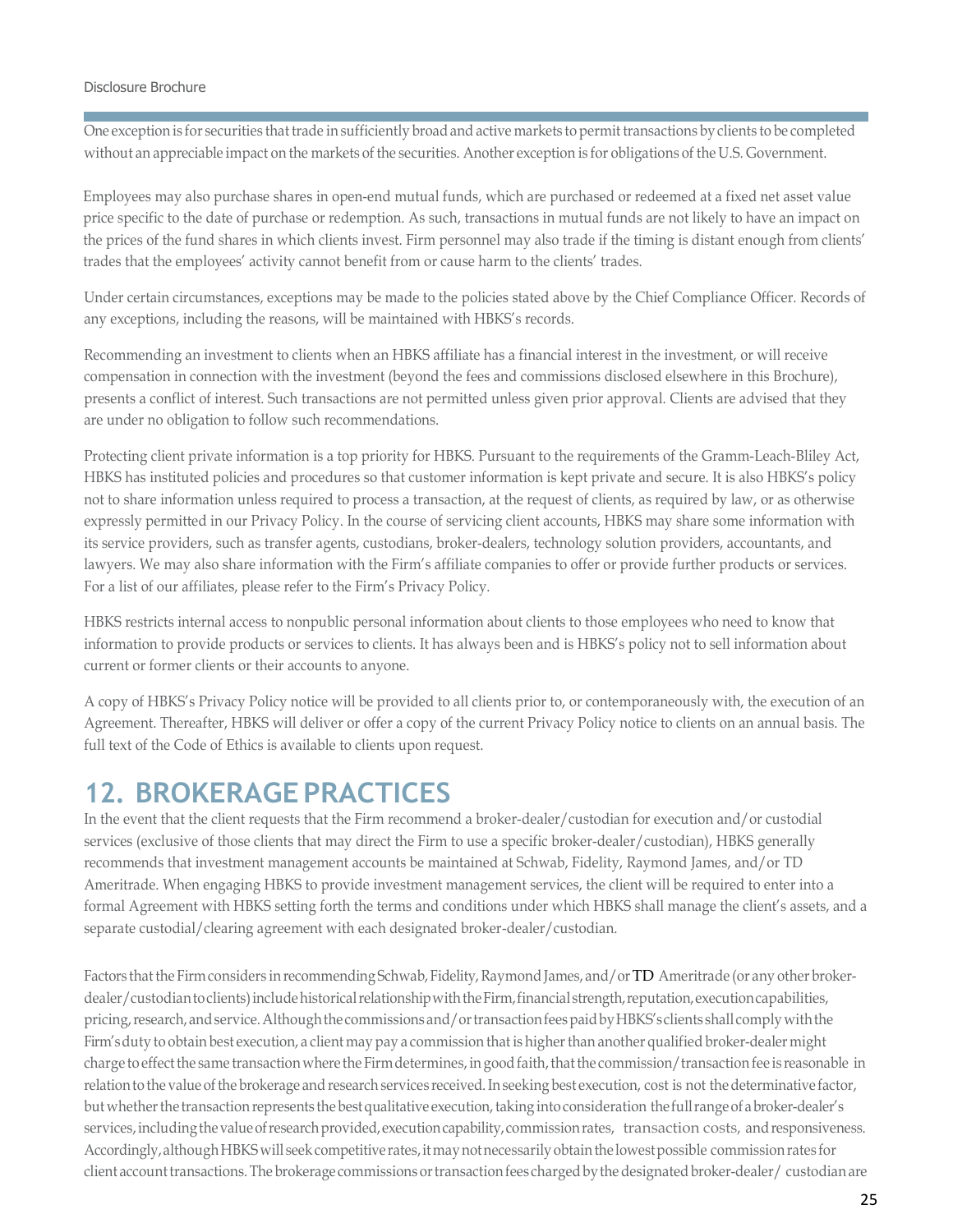One exception is for securities that trade in sufficiently broad and active markets to permit transactions by clients to be completed without an appreciable impact on the markets of the securities. Another exception is for obligations of the U.S. Government.

Employees may also purchase shares in open-end mutual funds, which are purchased or redeemed at a fixed net asset value price specific to the date of purchase or redemption. As such, transactions in mutual funds are not likely to have an impact on the prices of the fund shares in which clients invest. Firm personnel may also trade if the timing is distant enough from clients' trades that the employees' activity cannot benefit from or cause harm to the clients' trades.

Under certain circumstances, exceptions may be made to the policies stated above by the Chief Compliance Officer. Records of any exceptions, including the reasons, will be maintained with HBKS's records.

Recommending an investment to clients when an HBKS affiliate has a financial interest in the investment, or will receive compensation in connection with the investment (beyond the fees and commissions disclosed elsewhere in this Brochure), presents a conflict of interest. Such transactions are not permitted unless given prior approval. Clients are advised that they are under no obligation to follow such recommendations.

Protecting client private information is a top priority for HBKS. Pursuant to the requirements of the Gramm-Leach-Bliley Act, HBKS has instituted policies and procedures so that customer information is kept private and secure. It is also HBKS's policy not to share information unless required to process a transaction, at the request of clients, as required by law, or as otherwise expressly permitted in our Privacy Policy. In the course of servicing client accounts, HBKS may share some information with its service providers, such as transfer agents, custodians, broker-dealers, technology solution providers, accountants, and lawyers. We may also share information with the Firm's affiliate companies to offer or provide further products or services. For a list of our affiliates, please refer to the Firm's Privacy Policy.

HBKS restricts internal access to nonpublic personal information about clients to those employees who need to know that information to provide products or services to clients. It has always been and is HBKS's policy not to sell information about current or former clients or their accounts to anyone.

A copy of HBKS's Privacy Policy notice will be provided to all clients prior to, or contemporaneously with, the execution of an Agreement. Thereafter, HBKS will deliver or offer a copy of the current Privacy Policy notice to clients on an annual basis. The full text of the Code of Ethics is available to clients upon request.

# 12. BROKERAGE PRACTICES

In the event that the client requests that the Firm recommend a broker-dealer/custodian for execution and/or custodial services (exclusive of those clients that may direct the Firm to use a specific broker-dealer/custodian), HBKS generally recommends that investment management accounts be maintained at Schwab, Fidelity, Raymond James, and/or TD Ameritrade. When engaging HBKS to provide investment management services, the client will be required to enter into a formal Agreement with HBKS setting forth the terms and conditions under which HBKS shall manage the client's assets, and a separate custodial/clearing agreement with each designated broker-dealer/custodian.

Factors that the Firm considers in recommending Schwab, Fidelity, Raymond James, and/or TD Ameritrade (or any other broker-dealer/custodian to clients) include historical relationship with the Firm, financial strength, reputation, execution capabilities, pricing, research, and service. Although the commissions and/or transaction fees paid by HBKS's clients shall comply with the Firm's duty to obtain best execution, a client may pay a commission that is higher than another qualified broker-dealer might charge to effect the same transaction where the Firm determines, in good faith, that the commission/transaction fee is reasonable in relation to the value of the brokerage and research services received. In seeking best execution, cost is not the determinative factor, but whether the transaction represents the best qualitative execution, taking into consideration the full range of a broker-dealer's services, including the value of research provided, execution capability, commission rates, transaction costs, and responsiveness. Accordingly, although HBKS will seek competitive rates, it may not necessarily obtain the lowest possible commission rates for client account transactions. The brokerage commissions or transaction fees charged by the designated broker-dealer/ custodian are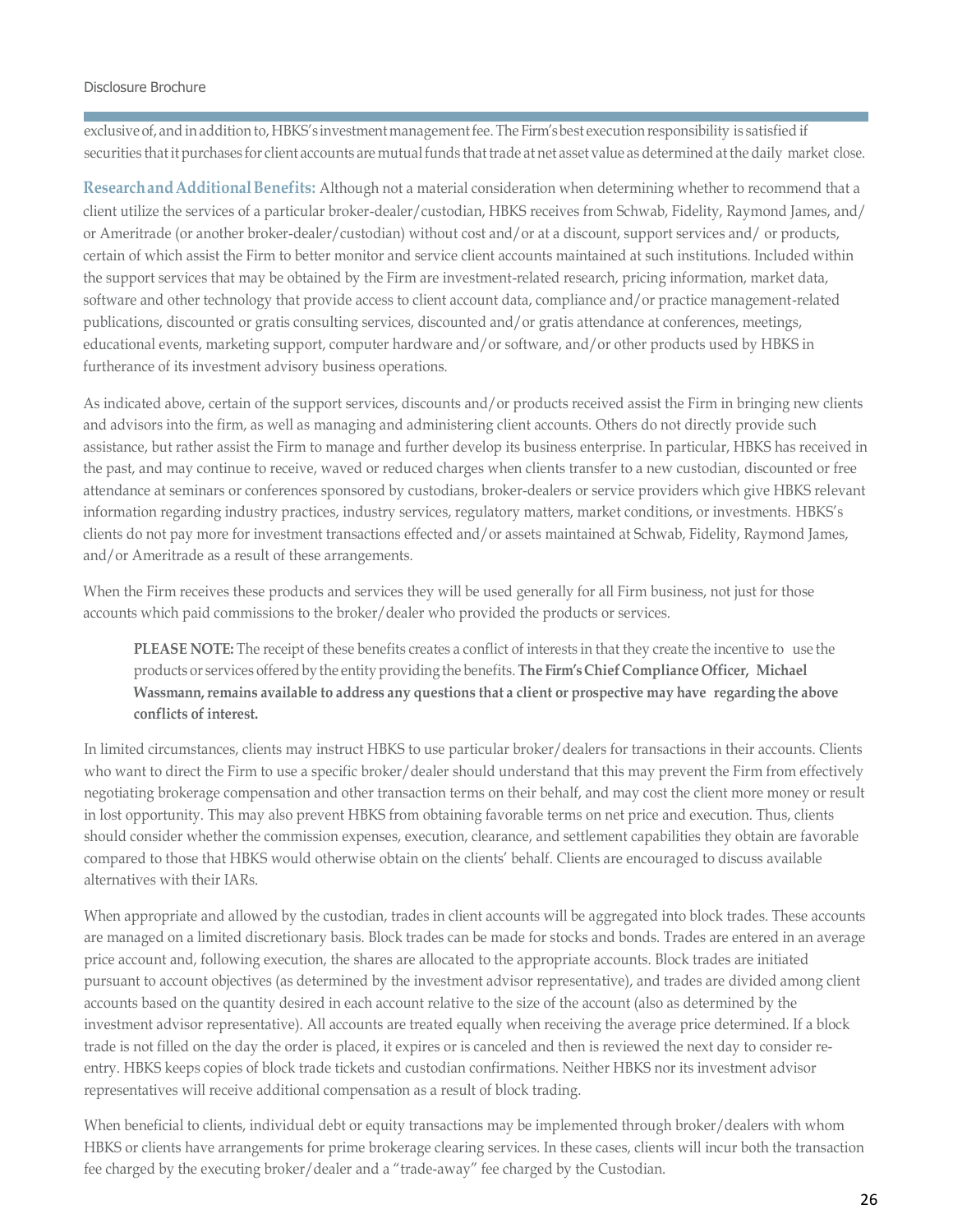exclusive of, and in addition to, HBKS's investment management fee. The Firm's best execution responsibility is satisfied if securities that it purchases for client accounts are mutual funds that trade at net asset value as determined at the daily market close.

**Research and Additional Benefits:** Although not a material consideration when determining whether to recommend that a client utilize the services of a particular broker-dealer/custodian, HBKS receives from Schwab, Fidelity, Raymond James, and/or Ameritrade (or another broker-dealer/custodian) without cost and/or at a discount, support services and/ or products, certain of which assist the Firm to better monitor and service client accounts maintained at such institutions. Included within the support services that may be obtained by the Firm are investment-related research, pricing information, market data, software and other technology that provide access to client account data, compliance and/or practice management-related publications, discounted or gratis consulting services, discounted and/or gratis attendance at conferences, meetings, educational events, marketing support, computer hardware and/or software, and/or other products used by HBKS in furtherance of its investment advisory business operations.

As indicated above, certain of the support services, discounts and/or products received assist the Firm in bringing new clients and advisors into the firm, as well as managing and administering client accounts. Others do not directly provide such assistance, but rather assist the Firm to manage and further develop its business enterprise. In particular, HBKS has received in the past, and may continue to receive, waved or reduced charges when clients transfer to a new custodian, discounted or free attendance at seminars or conferences sponsored by custodians, broker-dealers or service providers which give HBKS relevant information regarding industry practices, industry services, regulatory matters, market conditions, or investments. HBKS's clients do not pay more for investment transactions effected and/or assets maintained at Schwab, Fidelity, Raymond James, and/or Ameritrade as a result of these arrangements.

When the Firm receives these products and services they will be used generally for all Firm business, not just for those accounts which paid commissions to the broker/dealer who provided the products or services.

> **PLEASE NOTE:** The receipt of these benefits creates a conflict of interests in that they create the incentive to use the products or services offered by the entity providing the benefits. **The Firm's Chief Compliance Officer, Michael Wassmann, remains available to address any questions that a client or prospective may have regarding the above conflicts of interest.**

In limited circumstances, clients may instruct HBKS to use particular broker/dealers for transactions in their accounts. Clients who want to direct the Firm to use a specific broker/dealer should understand that this may prevent the Firm from effectively negotiating brokerage compensation and other transaction terms on their behalf, and may cost the client more money or result in lost opportunity. This may also prevent HBKS from obtaining favorable terms on net price and execution. Thus, clients should consider whether the commission expenses, execution, clearance, and settlement capabilities they obtain are favorable compared to those that HBKS would otherwise obtain on the clients' behalf. Clients are encouraged to discuss available alternatives with their IARs.

When appropriate and allowed by the custodian, trades in client accounts will be aggregated into block trades. These accounts are managed on a limited discretionary basis. Block trades can be made for stocks and bonds. Trades are entered in an average price account and, following execution, the shares are allocated to the appropriate accounts. Block trades are initiated pursuant to account objectives (as determined by the investment advisor representative), and trades are divided among client accounts based on the quantity desired in each account relative to the size of the account (also as determined by the investment advisor representative). All accounts are treated equally when receiving the average price determined. If a block trade is not filled on the day the order is placed, it expires or is canceled and then is reviewed the next day to consider re-entry. HBKS keeps copies of block trade tickets and custodian confirmations. Neither HBKS nor its investment advisor representatives will receive additional compensation as a result of block trading.

When beneficial to clients, individual debt or equity transactions may be implemented through broker/dealers with whom HBKS or clients have arrangements for prime brokerage clearing services. In these cases, clients will incur both the transaction fee charged by the executing broker/dealer and a "trade-away" fee charged by the Custodian.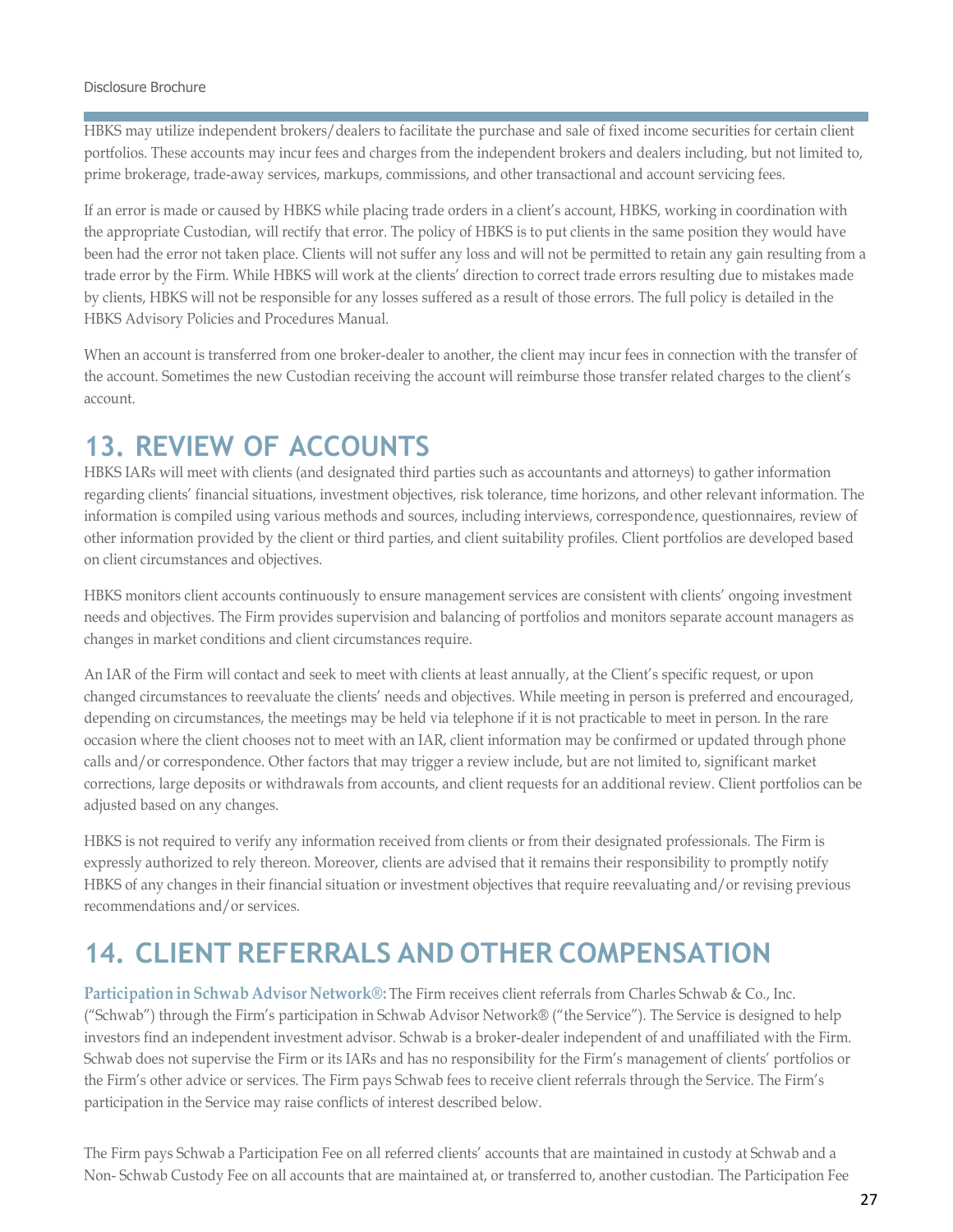HBKS may utilize independent brokers/dealers to facilitate the purchase and sale of fixed income securities for certain client portfolios. These accounts may incur fees and charges from the independent brokers and dealers including, but not limited to, prime brokerage, trade-away services, markups, commissions, and other transactional and account servicing fees.

If an error is made or caused by HBKS while placing trade orders in a client's account, HBKS, working in coordination with the appropriate Custodian, will rectify that error. The policy of HBKS is to put clients in the same position they would have been had the error not taken place. Clients will not suffer any loss and will not be permitted to retain any gain resulting from a trade error by the Firm. While HBKS will work at the clients' direction to correct trade errors resulting due to mistakes made by clients, HBKS will not be responsible for any losses suffered as a result of those errors. The full policy is detailed in the HBKS Advisory Policies and Procedures Manual.

When an account is transferred from one broker-dealer to another, the client may incur fees in connection with the transfer of the account. Sometimes the new Custodian receiving the account will reimburse those transfer related charges to the client's account.

# 13. REVIEW OF ACCOUNTS

HBKS IARs will meet with clients (and designated third parties such as accountants and attorneys) to gather information regarding clients' financial situations, investment objectives, risk tolerance, time horizons, and other relevant information. The information is compiled using various methods and sources, including interviews, correspondence, questionnaires, review of other information provided by the client or third parties, and client suitability profiles. Client portfolios are developed based on client circumstances and objectives.

HBKS monitors client accounts continuously to ensure management services are consistent with clients' ongoing investment needs and objectives. The Firm provides supervision and balancing of portfolios and monitors separate account managers as changes in market conditions and client circumstances require.

An IAR of the Firm will contact and seek to meet with clients at least annually, at the Client's specific request, or upon changed circumstances to reevaluate the clients' needs and objectives. While meeting in person is preferred and encouraged, depending on circumstances, the meetings may be held via telephone if it is not practicable to meet in person. In the rare occasion where the client chooses not to meet with an IAR, client information may be confirmed or updated through phone calls and/or correspondence. Other factors that may trigger a review include, but are not limited to, significant market corrections, large deposits or withdrawals from accounts, and client requests for an additional review. Client portfolios can be adjusted based on any changes.

HBKS is not required to verify any information received from clients or from their designated professionals. The Firm is expressly authorized to rely thereon. Moreover, clients are advised that it remains their responsibility to promptly notify HBKS of any changes in their financial situation or investment objectives that require reevaluating and/or revising previous recommendations and/or services.

# 14. CLIENT REFERRALS AND OTHER COMPENSATION

**Participation in Schwab Advisor Network®:** The Firm receives client referrals from Charles Schwab & Co., Inc. ("Schwab") through the Firm's participation in Schwab Advisor Network® ("the Service"). The Service is designed to help investors find an independent investment advisor. Schwab is a broker-dealer independent of and unaffiliated with the Firm. Schwab does not supervise the Firm or its IARs and has no responsibility for the Firm's management of clients' portfolios or the Firm's other advice or services. The Firm pays Schwab fees to receive client referrals through the Service. The Firm's participation in the Service may raise conflicts of interest described below.

The Firm pays Schwab a Participation Fee on all referred clients' accounts that are maintained in custody at Schwab and a Non- Schwab Custody Fee on all accounts that are maintained at, or transferred to, another custodian. The Participation Fee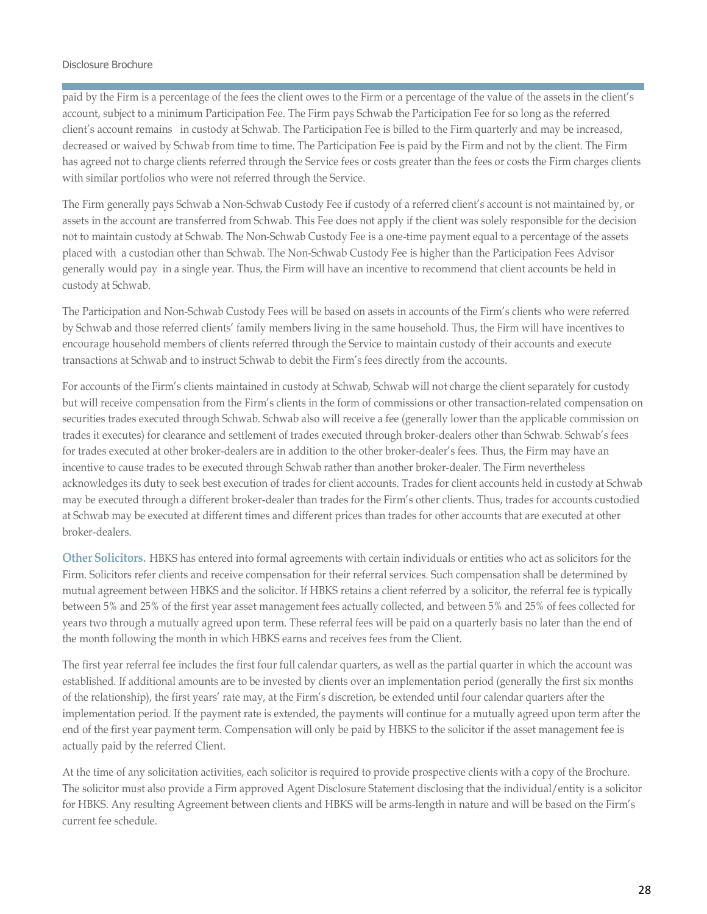paid by the Firm is a percentage of the fees the client owes to the Firm or a percentage of the value of the assets in the client's account, subject to a minimum Participation Fee. The Firm pays Schwab the Participation Fee for so long as the referred client's account remains in custody at Schwab. The Participation Fee is billed to the Firm quarterly and may be increased, decreased or waived by Schwab from time to time. The Participation Fee is paid by the Firm and not by the client. The Firm has agreed not to charge clients referred through the Service fees or costs greater than the fees or costs the Firm charges clients with similar portfolios who were not referred through the Service.

The Firm generally pays Schwab a Non-Schwab Custody Fee if custody of a referred client's account is not maintained by, or assets in the account are transferred from Schwab. This Fee does not apply if the client was solely responsible for the decision not to maintain custody at Schwab. The Non-Schwab Custody Fee is a one-time payment equal to a percentage of the assets placed with a custodian other than Schwab. The Non-Schwab Custody Fee is higher than the Participation Fees Advisor generally would pay in a single year. Thus, the Firm will have an incentive to recommend that client accounts be held in custody at Schwab.

The Participation and Non-Schwab Custody Fees will be based on assets in accounts of the Firm's clients who were referred by Schwab and those referred clients' family members living in the same household. Thus, the Firm will have incentives to encourage household members of clients referred through the Service to maintain custody of their accounts and execute transactions at Schwab and to instruct Schwab to debit the Firm's fees directly from the accounts.

For accounts of the Firm's clients maintained in custody at Schwab, Schwab will not charge the client separately for custody but will receive compensation from the Firm's clients in the form of commissions or other transaction-related compensation on securities trades executed through Schwab. Schwab also will receive a fee (generally lower than the applicable commission on trades it executes) for clearance and settlement of trades executed through broker-dealers other than Schwab. Schwab's fees for trades executed at other broker-dealers are in addition to the other broker-dealer's fees. Thus, the Firm may have an incentive to cause trades to be executed through Schwab rather than another broker-dealer. The Firm nevertheless acknowledges its duty to seek best execution of trades for client accounts. Trades for client accounts held in custody at Schwab may be executed through a different broker-dealer than trades for the Firm's other clients. Thus, trades for accounts custodied at Schwab may be executed at different times and different prices than trades for other accounts that are executed at other broker-dealers.

**Other Solicitors.** HBKS has entered into formal agreements with certain individuals or entities who act as solicitors for the Firm. Solicitors refer clients and receive compensation for their referral services. Such compensation shall be determined by mutual agreement between HBKS and the solicitor. If HBKS retains a client referred by a solicitor, the referral fee is typically between 5% and 25% of the first year asset management fees actually collected, and between 5% and 25% of fees collected for years two through a mutually agreed upon term. These referral fees will be paid on a quarterly basis no later than the end of the month following the month in which HBKS earns and receives fees from the Client.

The first year referral fee includes the first four full calendar quarters, as well as the partial quarter in which the account was established. If additional amounts are to be invested by clients over an implementation period (generally the first six months of the relationship), the first years' rate may, at the Firm's discretion, be extended until four calendar quarters after the implementation period. If the payment rate is extended, the payments will continue for a mutually agreed upon term after the end of the first year payment term. Compensation will only be paid by HBKS to the solicitor if the asset management fee is actually paid by the referred Client.

At the time of any solicitation activities, each solicitor is required to provide prospective clients with a copy of the Brochure. The solicitor must also provide a Firm approved Agent Disclosure Statement disclosing that the individual/entity is a solicitor for HBKS. Any resulting Agreement between clients and HBKS will be arms-length in nature and will be based on the Firm's current fee schedule.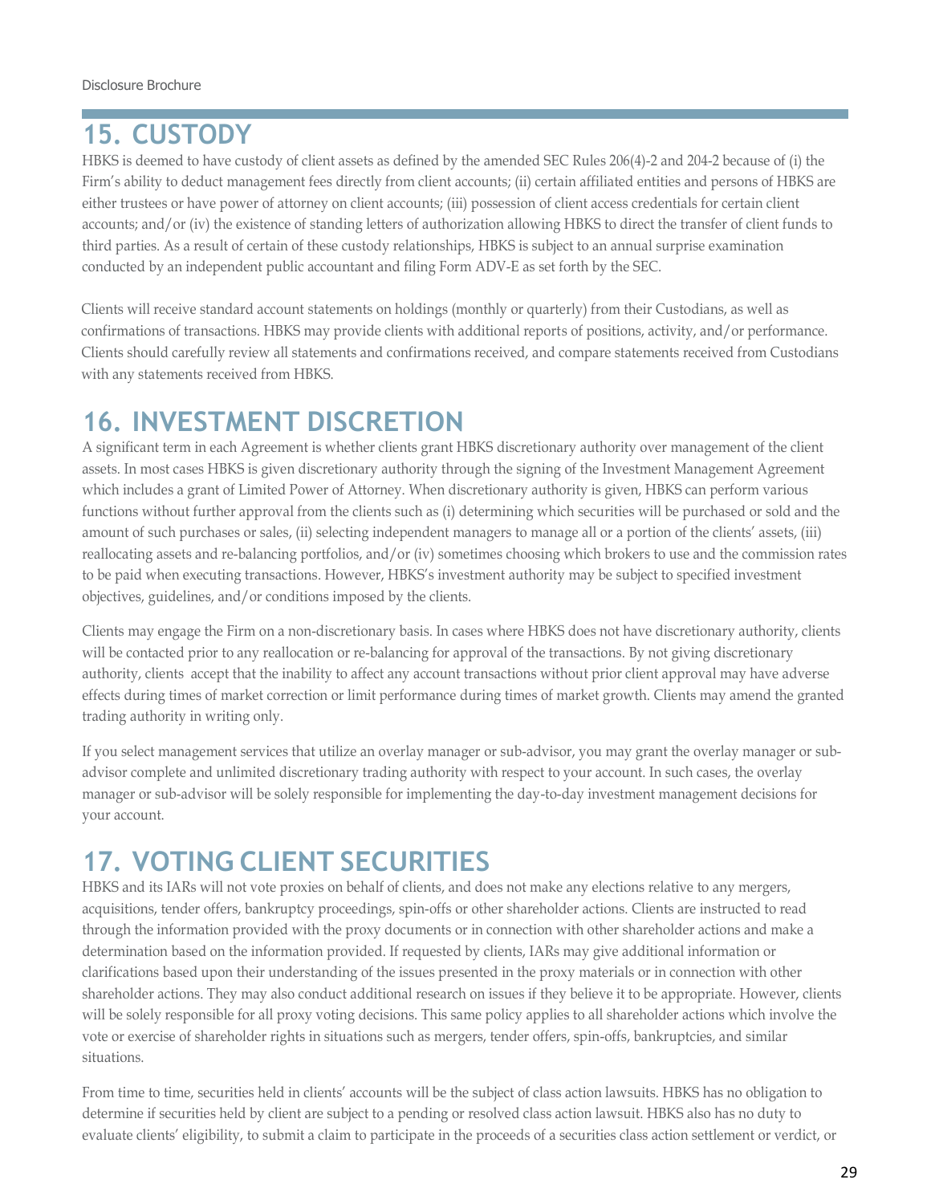## 15. CUSTODY

HBKS is deemed to have custody of client assets as defined by the amended SEC Rules 206(4)-2 and 204-2 because of (i) the Firm's ability to deduct management fees directly from client accounts; (ii) certain affiliated entities and persons of HBKS are either trustees or have power of attorney on client accounts; (iii) possession of client access credentials for certain client accounts; and/or (iv) the existence of standing letters of authorization allowing HBKS to direct the transfer of client funds to third parties. As a result of certain of these custody relationships, HBKS is subject to an annual surprise examination conducted by an independent public accountant and filing Form ADV-E as set forth by the SEC.

Clients will receive standard account statements on holdings (monthly or quarterly) from their Custodians, as well as confirmations of transactions. HBKS may provide clients with additional reports of positions, activity, and/or performance. Clients should carefully review all statements and confirmations received, and compare statements received from Custodians with any statements received from HBKS.

## 16. INVESTMENT DISCRETION

A significant term in each Agreement is whether clients grant HBKS discretionary authority over management of the client assets. In most cases HBKS is given discretionary authority through the signing of the Investment Management Agreement which includes a grant of Limited Power of Attorney. When discretionary authority is given, HBKS can perform various functions without further approval from the clients such as (i) determining which securities will be purchased or sold and the amount of such purchases or sales, (ii) selecting independent managers to manage all or a portion of the clients' assets, (iii) reallocating assets and re-balancing portfolios, and/or (iv) sometimes choosing which brokers to use and the commission rates to be paid when executing transactions. However, HBKS's investment authority may be subject to specified investment objectives, guidelines, and/or conditions imposed by the clients.

Clients may engage the Firm on a non-discretionary basis. In cases where HBKS does not have discretionary authority, clients will be contacted prior to any reallocation or re-balancing for approval of the transactions. By not giving discretionary authority, clients accept that the inability to affect any account transactions without prior client approval may have adverse effects during times of market correction or limit performance during times of market growth. Clients may amend the granted trading authority in writing only.

If you select management services that utilize an overlay manager or sub-advisor, you may grant the overlay manager or sub-advisor complete and unlimited discretionary trading authority with respect to your account. In such cases, the overlay manager or sub-advisor will be solely responsible for implementing the day-to-day investment management decisions for your account.

## 17. VOTING CLIENT SECURITIES

HBKS and its IARs will not vote proxies on behalf of clients, and does not make any elections relative to any mergers, acquisitions, tender offers, bankruptcy proceedings, spin-offs or other shareholder actions. Clients are instructed to read through the information provided with the proxy documents or in connection with other shareholder actions and make a determination based on the information provided. If requested by clients, IARs may give additional information or clarifications based upon their understanding of the issues presented in the proxy materials or in connection with other shareholder actions. They may also conduct additional research on issues if they believe it to be appropriate. However, clients will be solely responsible for all proxy voting decisions. This same policy applies to all shareholder actions which involve the vote or exercise of shareholder rights in situations such as mergers, tender offers, spin-offs, bankruptcies, and similar situations.

From time to time, securities held in clients' accounts will be the subject of class action lawsuits. HBKS has no obligation to determine if securities held by client are subject to a pending or resolved class action lawsuit. HBKS also has no duty to evaluate clients' eligibility, to submit a claim to participate in the proceeds of a securities class action settlement or verdict, or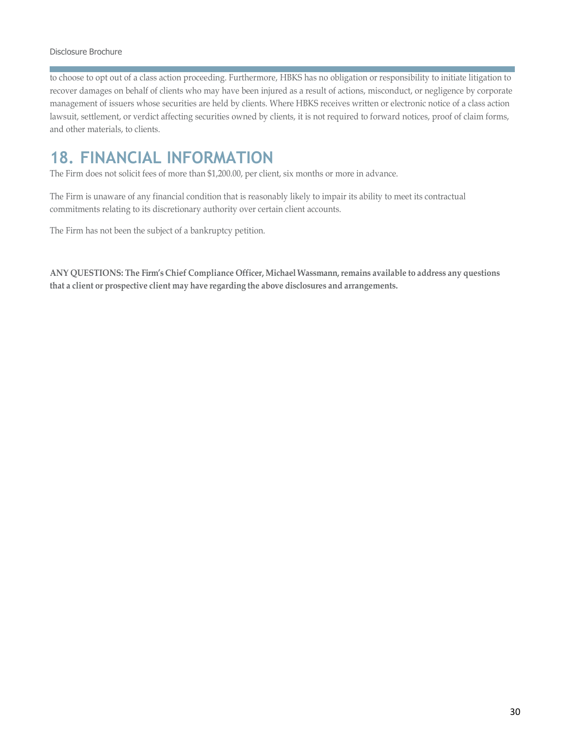to choose to opt out of a class action proceeding. Furthermore, HBKS has no obligation or responsibility to initiate litigation to recover damages on behalf of clients who may have been injured as a result of actions, misconduct, or negligence by corporate management of issuers whose securities are held by clients. Where HBKS receives written or electronic notice of a class action lawsuit, settlement, or verdict affecting securities owned by clients, it is not required to forward notices, proof of claim forms, and other materials, to clients.

# 18. FINANCIAL INFORMATION

The Firm does not solicit fees of more than $1,200.00, per client, six months or more in advance.

The Firm is unaware of any financial condition that is reasonably likely to impair its ability to meet its contractual commitments relating to its discretionary authority over certain client accounts.

The Firm has not been the subject of a bankruptcy petition.

**ANY QUESTIONS: The Firm's Chief Compliance Officer, Michael Wassmann, remains available to address any questions that a client or prospective client may have regarding the above disclosures and arrangements.**